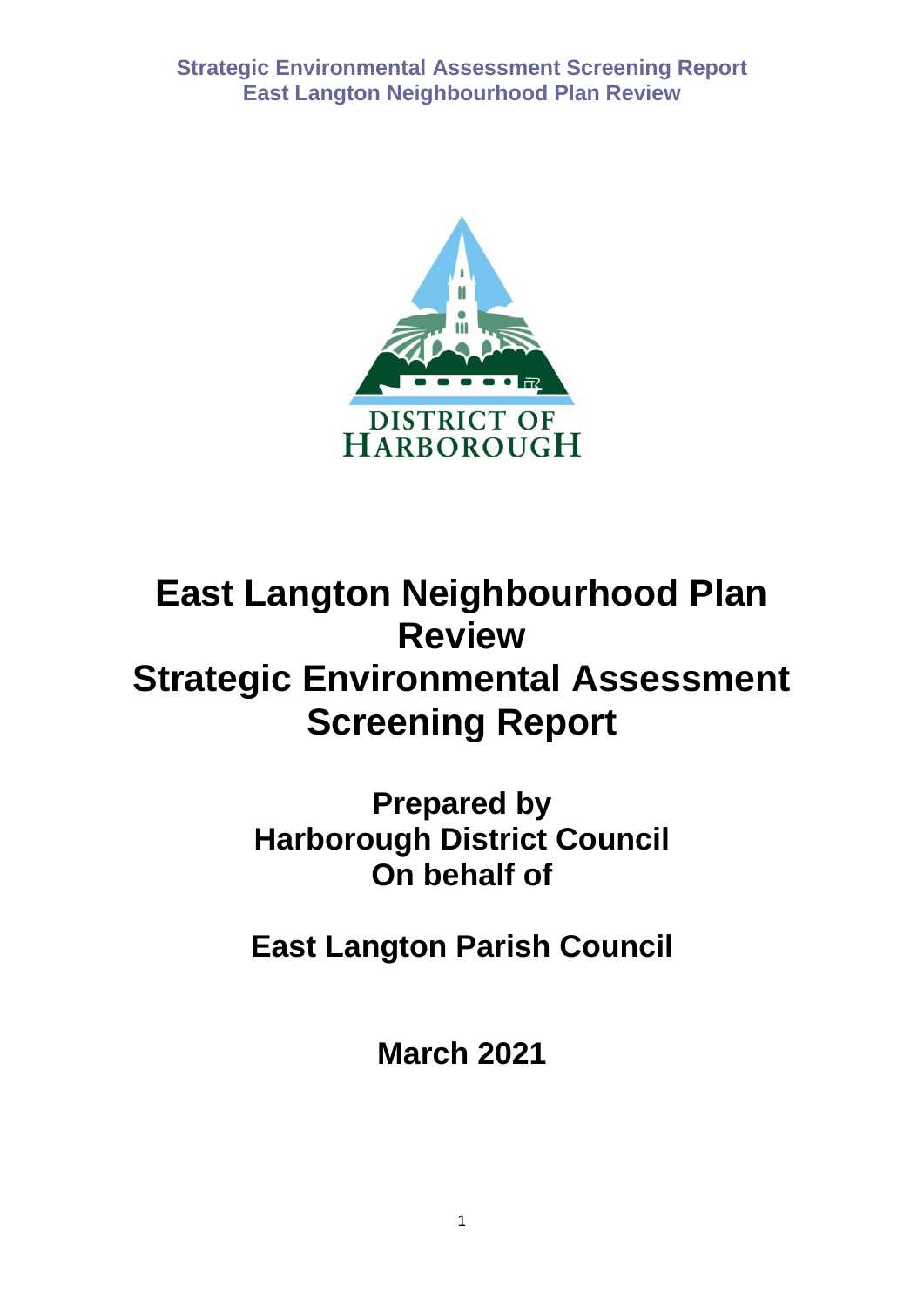# East Langton Neighbourhood Plan Review
# Strategic Environmental Assessment Screening Report

**Prepared by**
**Harborough District Council**
**On behalf of**

**East Langton Parish Council**

**March 2021**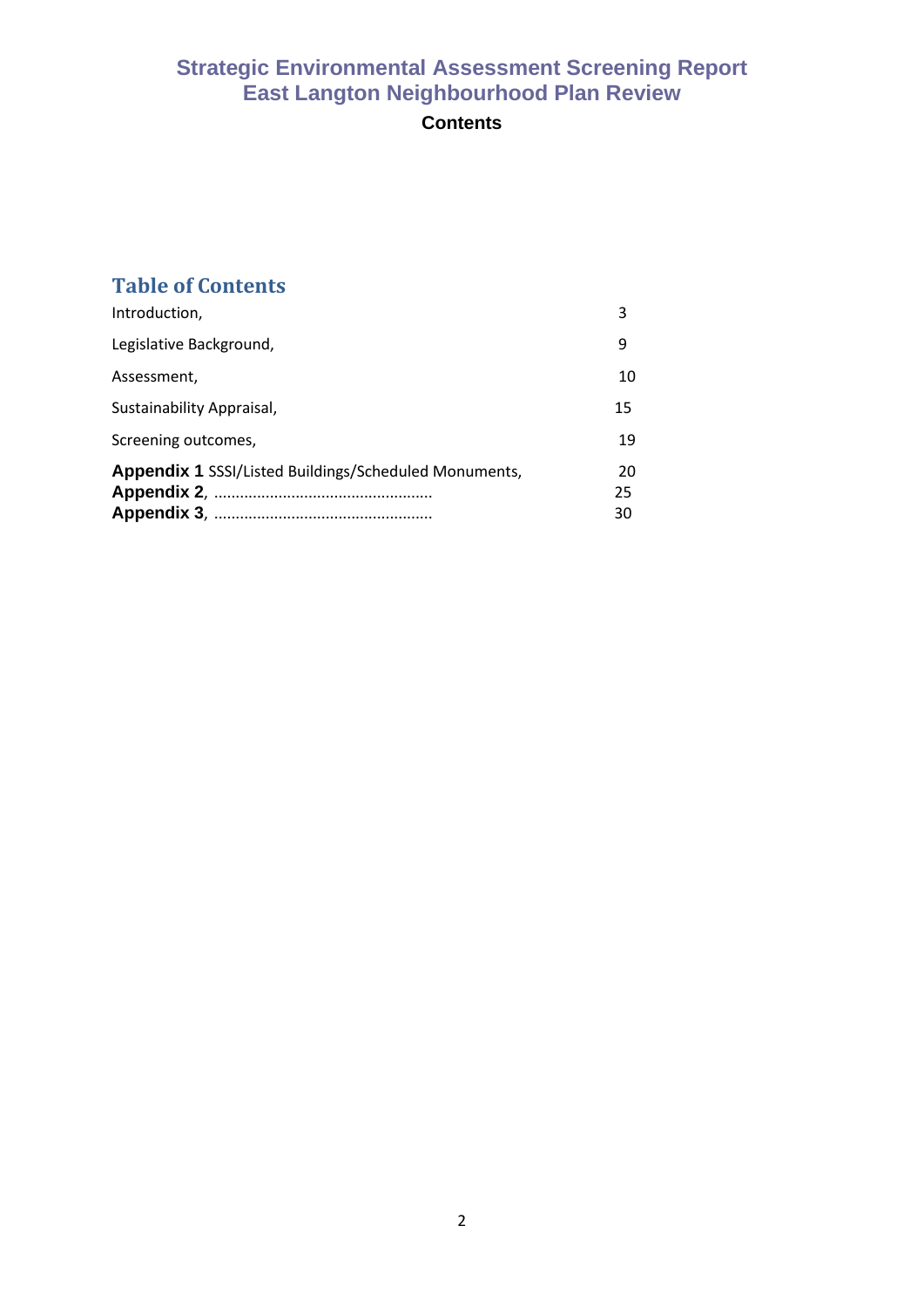# Strategic Environmental Assessment Screening Report
# East Langton Neighbourhood Plan Review

**Contents**

## Table of Contents

| | |
|---|---|
| Introduction, | 3 |
| Legislative Background, | 9 |
| Assessment, | 10 |
| Sustainability Appraisal, | 15 |
| Screening outcomes, | 19 |
| **Appendix 1** SSSI/Listed Buildings/Scheduled Monuments, | 20 |
| **Appendix 2**, .................................................. | 25 |
| **Appendix 3**, .................................................. | 30 |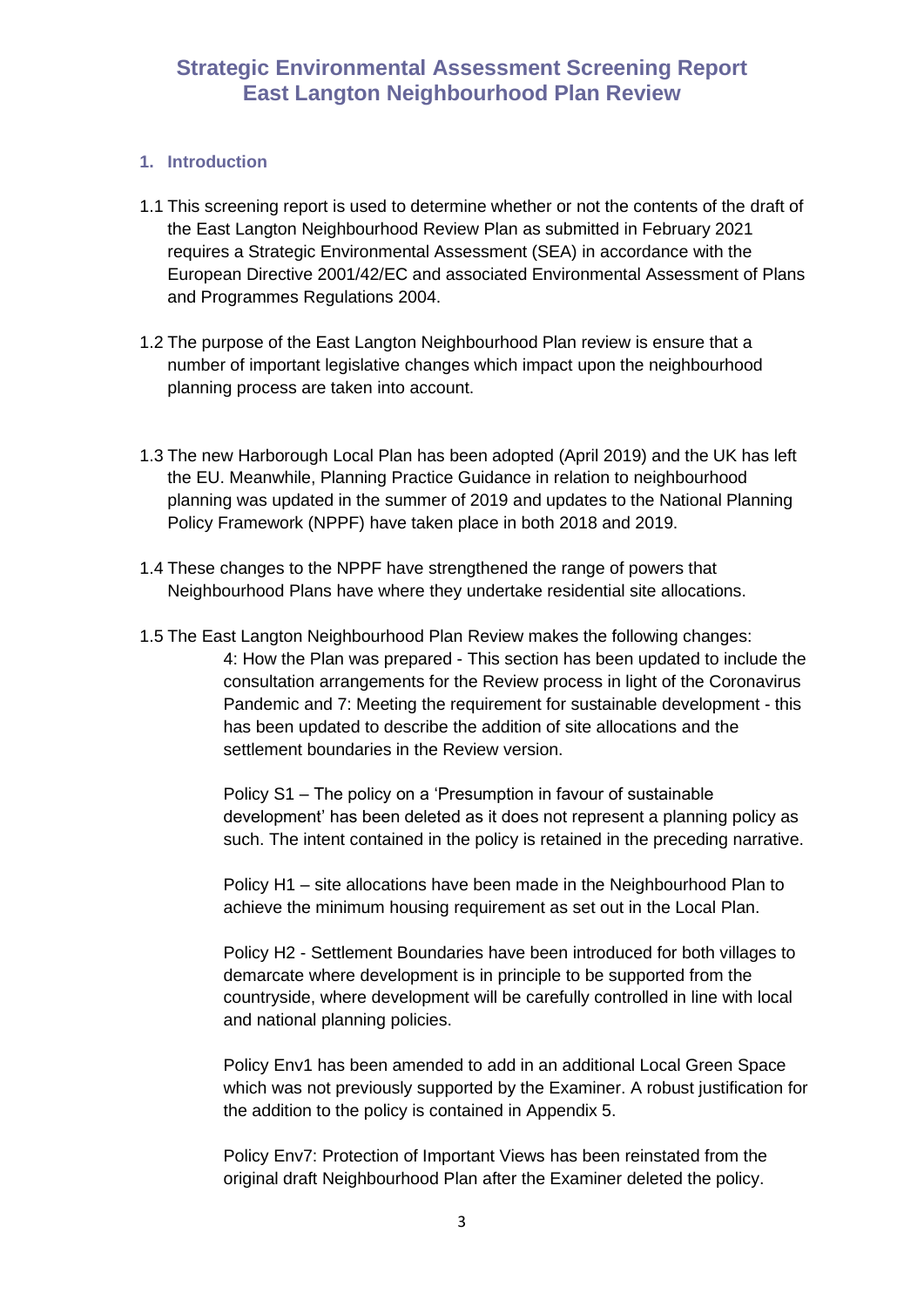# Strategic Environmental Assessment Screening Report East Langton Neighbourhood Plan Review

## 1. Introduction

1.1 This screening report is used to determine whether or not the contents of the draft of the East Langton Neighbourhood Review Plan as submitted in February 2021 requires a Strategic Environmental Assessment (SEA) in accordance with the European Directive 2001/42/EC and associated Environmental Assessment of Plans and Programmes Regulations 2004.

1.2 The purpose of the East Langton Neighbourhood Plan review is ensure that a number of important legislative changes which impact upon the neighbourhood planning process are taken into account.

1.3 The new Harborough Local Plan has been adopted (April 2019) and the UK has left the EU. Meanwhile, Planning Practice Guidance in relation to neighbourhood planning was updated in the summer of 2019 and updates to the National Planning Policy Framework (NPPF) have taken place in both 2018 and 2019.

1.4 These changes to the NPPF have strengthened the range of powers that Neighbourhood Plans have where they undertake residential site allocations.

1.5 The East Langton Neighbourhood Plan Review makes the following changes:

4: How the Plan was prepared - This section has been updated to include the consultation arrangements for the Review process in light of the Coronavirus Pandemic and 7: Meeting the requirement for sustainable development - this has been updated to describe the addition of site allocations and the settlement boundaries in the Review version.

Policy S1 – The policy on a 'Presumption in favour of sustainable development' has been deleted as it does not represent a planning policy as such. The intent contained in the policy is retained in the preceding narrative.

Policy H1 – site allocations have been made in the Neighbourhood Plan to achieve the minimum housing requirement as set out in the Local Plan.

Policy H2 - Settlement Boundaries have been introduced for both villages to demarcate where development is in principle to be supported from the countryside, where development will be carefully controlled in line with local and national planning policies.

Policy Env1 has been amended to add in an additional Local Green Space which was not previously supported by the Examiner. A robust justification for the addition to the policy is contained in Appendix 5.

Policy Env7: Protection of Important Views has been reinstated from the original draft Neighbourhood Plan after the Examiner deleted the policy.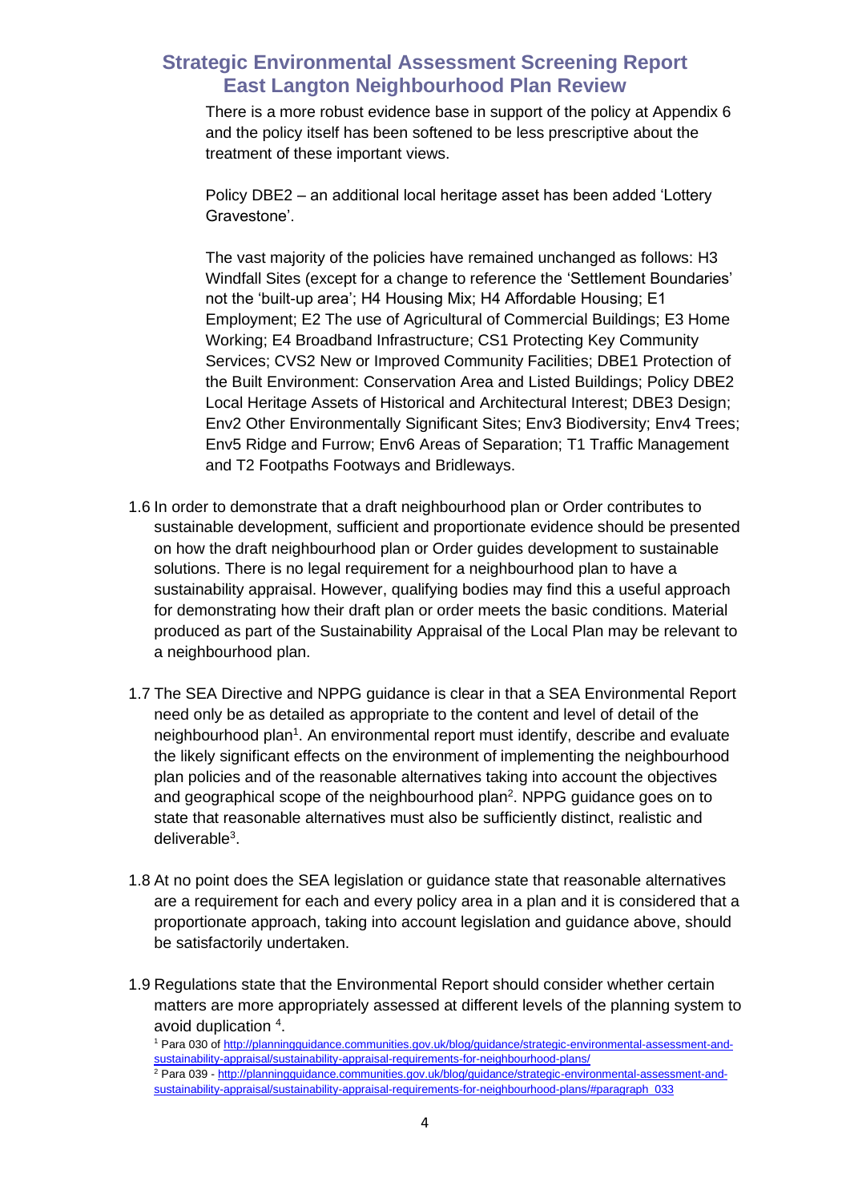There is a more robust evidence base in support of the policy at Appendix 6 and the policy itself has been softened to be less prescriptive about the treatment of these important views.

Policy DBE2 – an additional local heritage asset has been added 'Lottery Gravestone'.

The vast majority of the policies have remained unchanged as follows: H3 Windfall Sites (except for a change to reference the 'Settlement Boundaries' not the 'built-up area'; H4 Housing Mix; H4 Affordable Housing; E1 Employment; E2 The use of Agricultural of Commercial Buildings; E3 Home Working; E4 Broadband Infrastructure; CS1 Protecting Key Community Services; CVS2 New or Improved Community Facilities; DBE1 Protection of the Built Environment: Conservation Area and Listed Buildings; Policy DBE2 Local Heritage Assets of Historical and Architectural Interest; DBE3 Design; Env2 Other Environmentally Significant Sites; Env3 Biodiversity; Env4 Trees; Env5 Ridge and Furrow; Env6 Areas of Separation; T1 Traffic Management and T2 Footpaths Footways and Bridleways.

1.6 In order to demonstrate that a draft neighbourhood plan or Order contributes to sustainable development, sufficient and proportionate evidence should be presented on how the draft neighbourhood plan or Order guides development to sustainable solutions. There is no legal requirement for a neighbourhood plan to have a sustainability appraisal. However, qualifying bodies may find this a useful approach for demonstrating how their draft plan or order meets the basic conditions. Material produced as part of the Sustainability Appraisal of the Local Plan may be relevant to a neighbourhood plan.

1.7 The SEA Directive and NPPG guidance is clear in that a SEA Environmental Report need only be as detailed as appropriate to the content and level of detail of the neighbourhood plan[1]. An environmental report must identify, describe and evaluate the likely significant effects on the environment of implementing the neighbourhood plan policies and of the reasonable alternatives taking into account the objectives and geographical scope of the neighbourhood plan[2]. NPPG guidance goes on to state that reasonable alternatives must also be sufficiently distinct, realistic and deliverable[3].

1.8 At no point does the SEA legislation or guidance state that reasonable alternatives are a requirement for each and every policy area in a plan and it is considered that a proportionate approach, taking into account legislation and guidance above, should be satisfactorily undertaken.

1.9 Regulations state that the Environmental Report should consider whether certain matters are more appropriately assessed at different levels of the planning system to avoid duplication [4].

[1] Para 030 of http://planningguidance.communities.gov.uk/blog/guidance/strategic-environmental-assessment-and-sustainability-appraisal/sustainability-appraisal-requirements-for-neighbourhood-plans/

[2] Para 039 - http://planningguidance.communities.gov.uk/blog/guidance/strategic-environmental-assessment-and-sustainability-appraisal/sustainability-appraisal-requirements-for-neighbourhood-plans/#paragraph_033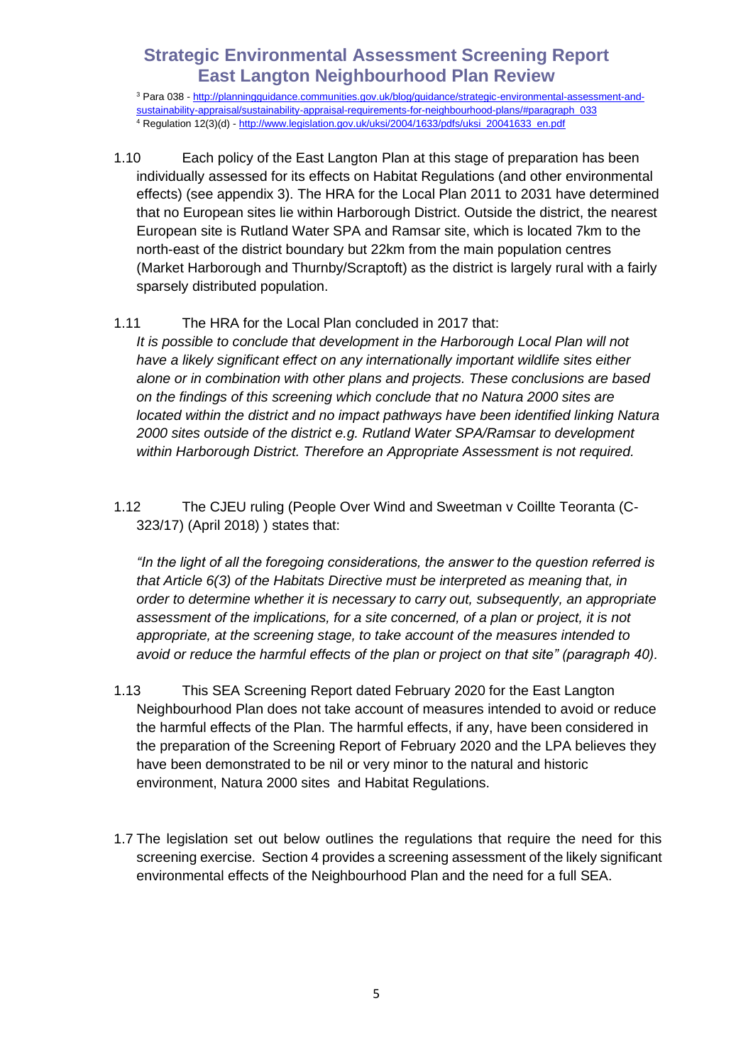[3] Para 038 - http://planningguidance.communities.gov.uk/blog/guidance/strategic-environmental-assessment-and-sustainability-appraisal/sustainability-appraisal-requirements-for-neighbourhood-plans/#paragraph_033
[4] Regulation 12(3)(d) - http://www.legislation.gov.uk/uksi/2004/1633/pdfs/uksi_20041633_en.pdf

1.10 Each policy of the East Langton Plan at this stage of preparation has been individually assessed for its effects on Habitat Regulations (and other environmental effects) (see appendix 3). The HRA for the Local Plan 2011 to 2031 have determined that no European sites lie within Harborough District. Outside the district, the nearest European site is Rutland Water SPA and Ramsar site, which is located 7km to the north-east of the district boundary but 22km from the main population centres (Market Harborough and Thurnby/Scraptoft) as the district is largely rural with a fairly sparsely distributed population.

1.11 The HRA for the Local Plan concluded in 2017 that:
*It is possible to conclude that development in the Harborough Local Plan will not have a likely significant effect on any internationally important wildlife sites either alone or in combination with other plans and projects. These conclusions are based on the findings of this screening which conclude that no Natura 2000 sites are located within the district and no impact pathways have been identified linking Natura 2000 sites outside of the district e.g. Rutland Water SPA/Ramsar to development within Harborough District. Therefore an Appropriate Assessment is not required.*

1.12 The CJEU ruling (People Over Wind and Sweetman v Coillte Teoranta (C-323/17) (April 2018) ) states that:

*"In the light of all the foregoing considerations, the answer to the question referred is that Article 6(3) of the Habitats Directive must be interpreted as meaning that, in order to determine whether it is necessary to carry out, subsequently, an appropriate assessment of the implications, for a site concerned, of a plan or project, it is not appropriate, at the screening stage, to take account of the measures intended to avoid or reduce the harmful effects of the plan or project on that site" (paragraph 40).*

1.13 This SEA Screening Report dated February 2020 for the East Langton Neighbourhood Plan does not take account of measures intended to avoid or reduce the harmful effects of the Plan. The harmful effects, if any, have been considered in the preparation of the Screening Report of February 2020 and the LPA believes they have been demonstrated to be nil or very minor to the natural and historic environment, Natura 2000 sites and Habitat Regulations.

1.7 The legislation set out below outlines the regulations that require the need for this screening exercise. Section 4 provides a screening assessment of the likely significant environmental effects of the Neighbourhood Plan and the need for a full SEA.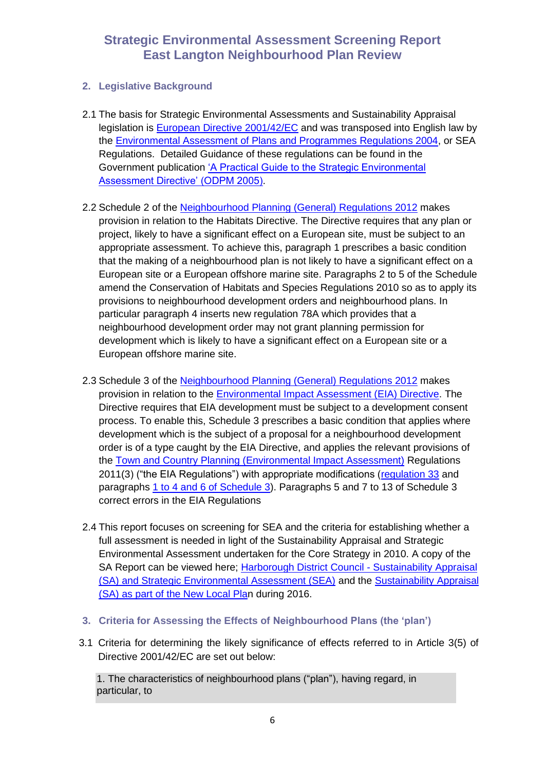## 2. Legislative Background

2.1 The basis for Strategic Environmental Assessments and Sustainability Appraisal legislation is European Directive 2001/42/EC and was transposed into English law by the Environmental Assessment of Plans and Programmes Regulations 2004, or SEA Regulations. Detailed Guidance of these regulations can be found in the Government publication 'A Practical Guide to the Strategic Environmental Assessment Directive' (ODPM 2005).

2.2 Schedule 2 of the Neighbourhood Planning (General) Regulations 2012 makes provision in relation to the Habitats Directive. The Directive requires that any plan or project, likely to have a significant effect on a European site, must be subject to an appropriate assessment. To achieve this, paragraph 1 prescribes a basic condition that the making of a neighbourhood plan is not likely to have a significant effect on a European site or a European offshore marine site. Paragraphs 2 to 5 of the Schedule amend the Conservation of Habitats and Species Regulations 2010 so as to apply its provisions to neighbourhood development orders and neighbourhood plans. In particular paragraph 4 inserts new regulation 78A which provides that a neighbourhood development order may not grant planning permission for development which is likely to have a significant effect on a European site or a European offshore marine site.

2.3 Schedule 3 of the Neighbourhood Planning (General) Regulations 2012 makes provision in relation to the Environmental Impact Assessment (EIA) Directive. The Directive requires that EIA development must be subject to a development consent process. To enable this, Schedule 3 prescribes a basic condition that applies where development which is the subject of a proposal for a neighbourhood development order is of a type caught by the EIA Directive, and applies the relevant provisions of the Town and Country Planning (Environmental Impact Assessment) Regulations 2011(3) ("the EIA Regulations") with appropriate modifications (regulation 33 and paragraphs 1 to 4 and 6 of Schedule 3). Paragraphs 5 and 7 to 13 of Schedule 3 correct errors in the EIA Regulations

2.4 This report focuses on screening for SEA and the criteria for establishing whether a full assessment is needed in light of the Sustainability Appraisal and Strategic Environmental Assessment undertaken for the Core Strategy in 2010. A copy of the SA Report can be viewed here; Harborough District Council - Sustainability Appraisal (SA) and Strategic Environmental Assessment (SEA) and the Sustainability Appraisal (SA) as part of the New Local Plan during 2016.

## 3. Criteria for Assessing the Effects of Neighbourhood Plans (the 'plan')

3.1 Criteria for determining the likely significance of effects referred to in Article 3(5) of Directive 2001/42/EC are set out below:

| 1. The characteristics of neighbourhood plans ("plan"), having regard, in particular, to |
|---|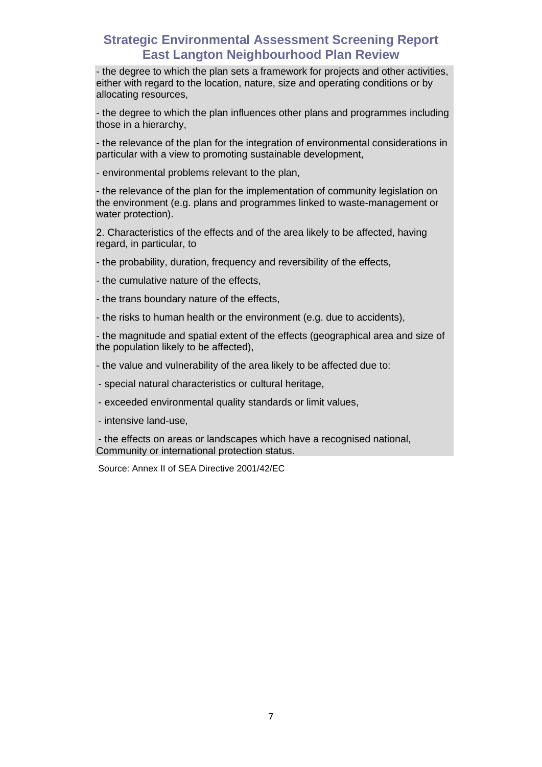- the degree to which the plan sets a framework for projects and other activities, either with regard to the location, nature, size and operating conditions or by allocating resources,

- the degree to which the plan influences other plans and programmes including those in a hierarchy,

- the relevance of the plan for the integration of environmental considerations in particular with a view to promoting sustainable development,

- environmental problems relevant to the plan,

- the relevance of the plan for the implementation of community legislation on the environment (e.g. plans and programmes linked to waste-management or water protection).

2. Characteristics of the effects and of the area likely to be affected, having regard, in particular, to

- the probability, duration, frequency and reversibility of the effects,

- the cumulative nature of the effects,

- the trans boundary nature of the effects,

- the risks to human health or the environment (e.g. due to accidents),

- the magnitude and spatial extent of the effects (geographical area and size of the population likely to be affected),

- the value and vulnerability of the area likely to be affected due to:

- special natural characteristics or cultural heritage,

- exceeded environmental quality standards or limit values,

- intensive land-use,

- the effects on areas or landscapes which have a recognised national, Community or international protection status.

Source: Annex II of SEA Directive 2001/42/EC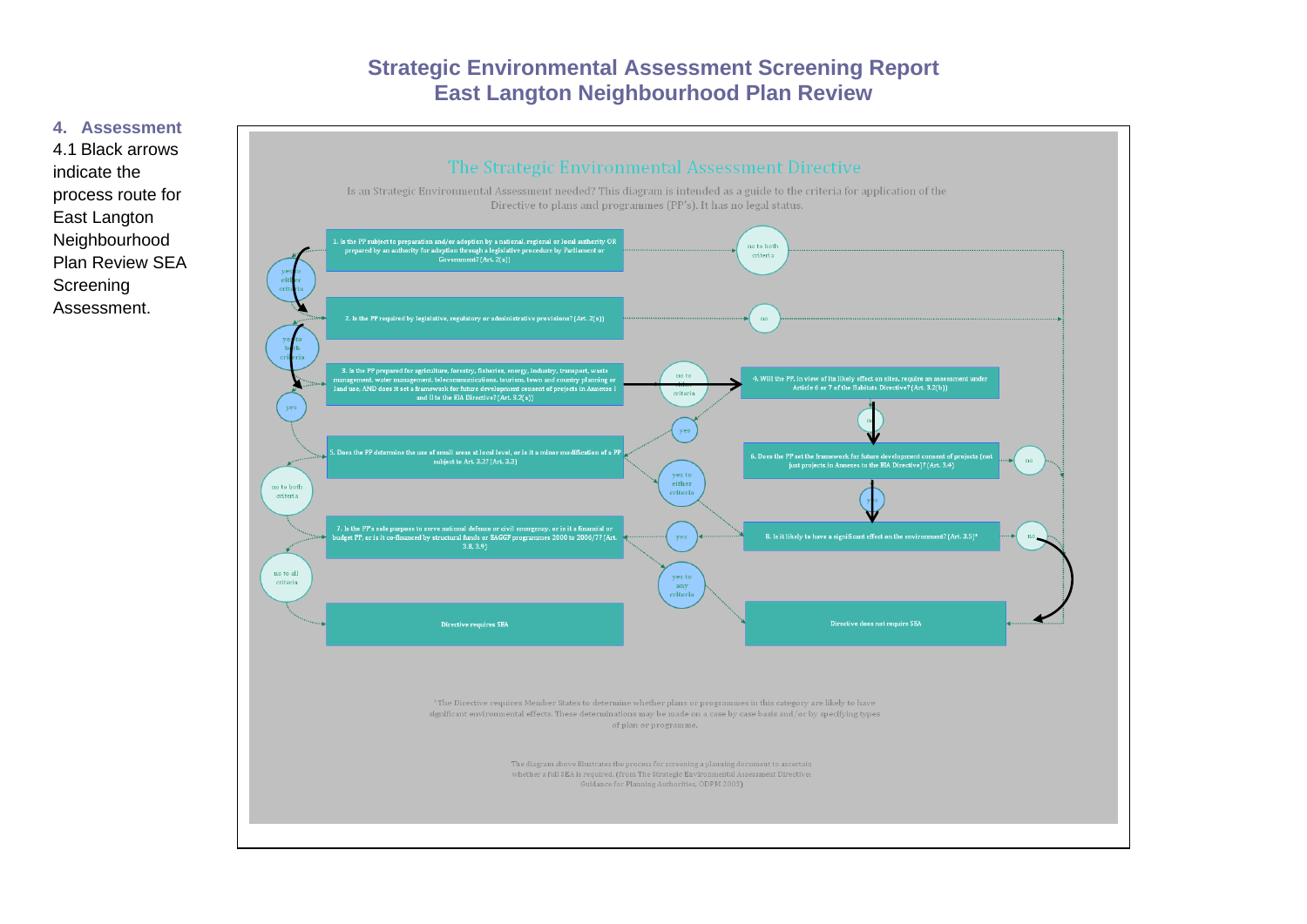# Strategic Environmental Assessment Screening Report
# East Langton Neighbourhood Plan Review

## 4. Assessment

4.1 Black arrows indicate the process route for East Langton Neighbourhood Plan Review SEA Screening Assessment.

### The Strategic Environmental Assessment Directive

Is an Strategic Environmental Assessment needed? This diagram is intended as a guide to the criteria for application of the Directive to plans and programmes (PP's). It has no legal status.

1. Is the PP subject to preparation and/or adoption by a national, regional or local authority OR prepared by an authority for adoption through a legislative procedure by Parliament or Government? (Art. 2(a))

- no to both criteria
- yes to either criteria

2. Is the PP required by legislative, regulatory or administrative provisions? (Art. 2(a))

- no
- yes to both criteria

3. Is the PP prepared for agriculture, forestry, fisheries, energy, industry, transport, waste management, water management, telecommunications, tourism, town and country planning or land use, AND does it set a framework for future development consent of projects in Annexes I and II to the EIA Directive? (Art. 3.2(a))

- yes
- no to either criteria

4. Will the PP, in view of its likely effect on sites, require an assessment under Article 6 or 7 of the Habitats Directive? (Art. 3.2(b))

- yes
- no

5. Does the PP determine the use of small areas at local level, or is it a minor modification of a PP subject to Art. 3.2? (Art. 3.3)

- no to both criteria
- yes to either criteria

6. Does the PP set the framework for future development consent of projects (not just projects in Annexes to the EIA Directive)? (Art. 3.4)

- no
- yes

7. Is the PP's sole purpose to serve national defence or civil emergency, or is it a financial or budget PP, or is it co-financed by structural funds or EAGGF programmes 2000 to 2006/7? (Art. 3.8, 3.9)

- no to all criteria
- yes to any criteria

8. Is it likely to have a significant effect on the environment? (Art. 3.5)*

- yes
- no

Directive requires SEA

Directive does not require SEA

*The Directive requires Member States to determine whether plans or programmes in this category are likely to have significant environmental effects. These determinations may be made on a case by case basis and/or by specifying types of plan or programme.

The diagram above illustrates the process for screening a planning document to ascertain whether a full SEA is required. (from The Strategic Environmental Assessment Directive: Guidance for Planning Authorities, ODPM 2005)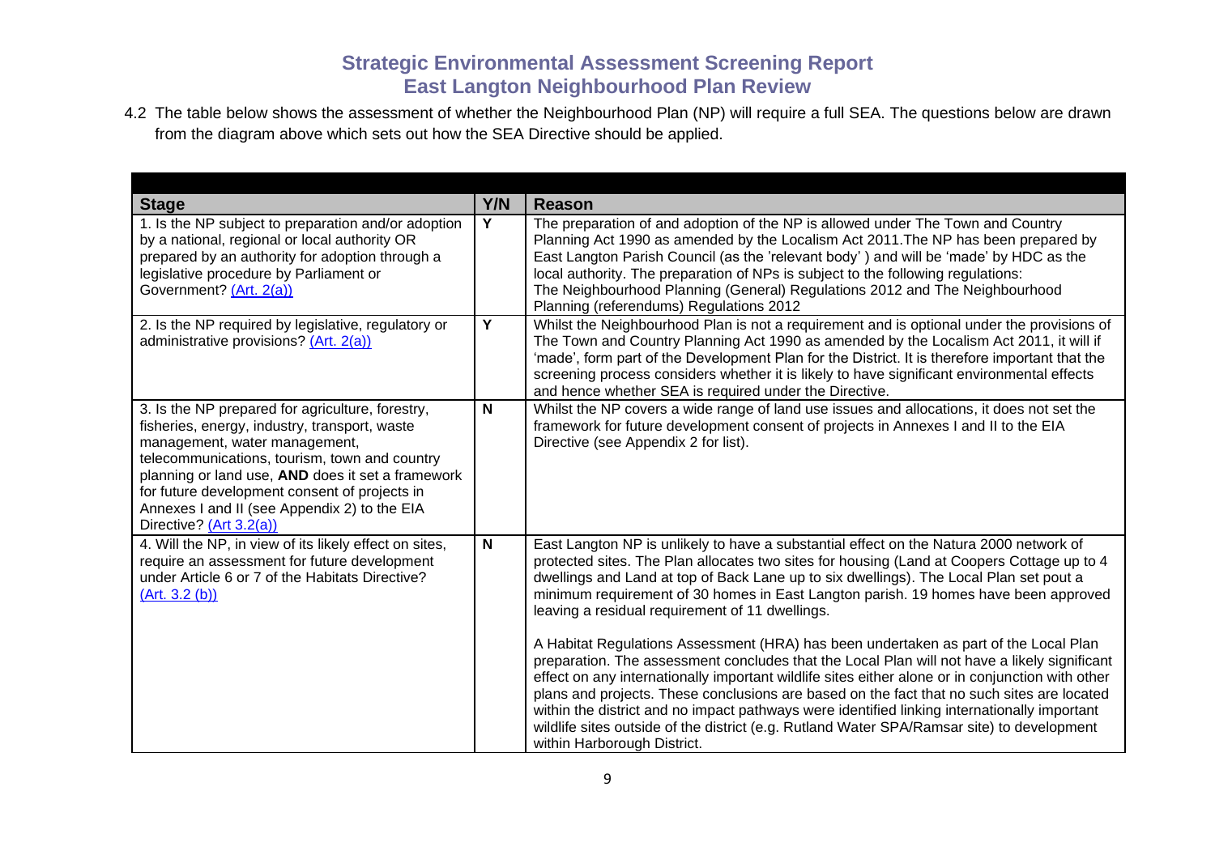# Strategic Environmental Assessment Screening Report
# East Langton Neighbourhood Plan Review

4.2 The table below shows the assessment of whether the Neighbourhood Plan (NP) will require a full SEA. The questions below are drawn from the diagram above which sets out how the SEA Directive should be applied.

| Stage | Y/N | Reason |
|---|---|---|
| 1. Is the NP subject to preparation and/or adoption by a national, regional or local authority OR prepared by an authority for adoption through a legislative procedure by Parliament or Government? (Art. 2(a)) | Y | The preparation of and adoption of the NP is allowed under The Town and Country Planning Act 1990 as amended by the Localism Act 2011.The NP has been prepared by East Langton Parish Council (as the 'relevant body' ) and will be 'made' by HDC as the local authority. The preparation of NPs is subject to the following regulations: The Neighbourhood Planning (General) Regulations 2012 and The Neighbourhood Planning (referendums) Regulations 2012 |
| 2. Is the NP required by legislative, regulatory or administrative provisions? (Art. 2(a)) | Y | Whilst the Neighbourhood Plan is not a requirement and is optional under the provisions of The Town and Country Planning Act 1990 as amended by the Localism Act 2011, it will if 'made', form part of the Development Plan for the District. It is therefore important that the screening process considers whether it is likely to have significant environmental effects and hence whether SEA is required under the Directive. |
| 3. Is the NP prepared for agriculture, forestry, fisheries, energy, industry, transport, waste management, water management, telecommunications, tourism, town and country planning or land use, **AND** does it set a framework for future development consent of projects in Annexes I and II (see Appendix 2) to the EIA Directive? (Art 3.2(a)) | N | Whilst the NP covers a wide range of land use issues and allocations, it does not set the framework for future development consent of projects in Annexes I and II to the EIA Directive (see Appendix 2 for list). |
| 4. Will the NP, in view of its likely effect on sites, require an assessment for future development under Article 6 or 7 of the Habitats Directive? (Art. 3.2 (b)) | N | East Langton NP is unlikely to have a substantial effect on the Natura 2000 network of protected sites. The Plan allocates two sites for housing (Land at Coopers Cottage up to 4 dwellings and Land at top of Back Lane up to six dwellings). The Local Plan set pout a minimum requirement of 30 homes in East Langton parish. 19 homes have been approved leaving a residual requirement of 11 dwellings.<br><br>A Habitat Regulations Assessment (HRA) has been undertaken as part of the Local Plan preparation. The assessment concludes that the Local Plan will not have a likely significant effect on any internationally important wildlife sites either alone or in conjunction with other plans and projects. These conclusions are based on the fact that no such sites are located within the district and no impact pathways were identified linking internationally important wildlife sites outside of the district (e.g. Rutland Water SPA/Ramsar site) to development within Harborough District. |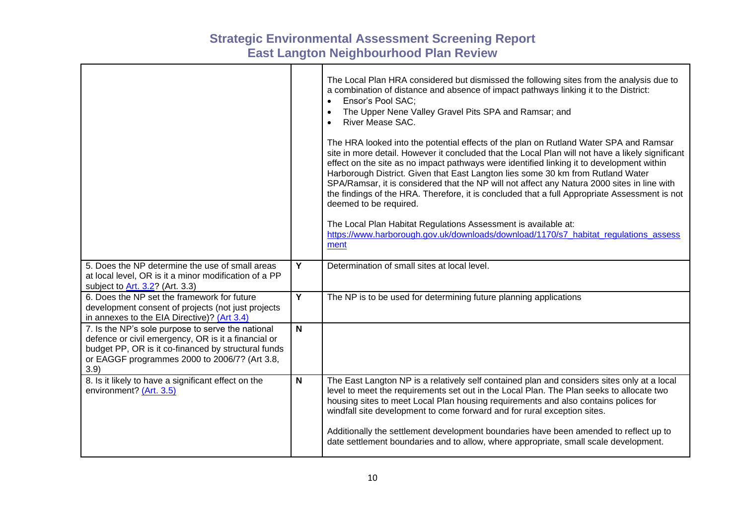| | | |
|---|---|---|
| | | The Local Plan HRA considered but dismissed the following sites from the analysis due to a combination of distance and absence of impact pathways linking it to the District:<br>• Ensor's Pool SAC;<br>• The Upper Nene Valley Gravel Pits SPA and Ramsar; and<br>• River Mease SAC.<br><br>The HRA looked into the potential effects of the plan on Rutland Water SPA and Ramsar site in more detail. However it concluded that the Local Plan will not have a likely significant effect on the site as no impact pathways were identified linking it to development within Harborough District. Given that East Langton lies some 30 km from Rutland Water SPA/Ramsar, it is considered that the NP will not affect any Natura 2000 sites in line with the findings of the HRA. Therefore, it is concluded that a full Appropriate Assessment is not deemed to be required.<br><br>The Local Plan Habitat Regulations Assessment is available at:<br>https://www.harborough.gov.uk/downloads/download/1170/s7_habitat_regulations_assessment |
| 5. Does the NP determine the use of small areas at local level, OR is it a minor modification of a PP subject to Art. 3.2? (Art. 3.3) | Y | Determination of small sites at local level. |
| 6. Does the NP set the framework for future development consent of projects (not just projects in annexes to the EIA Directive)? (Art 3.4) | Y | The NP is to be used for determining future planning applications |
| 7. Is the NP's sole purpose to serve the national defence or civil emergency, OR is it a financial or budget PP, OR is it co-financed by structural funds or EAGGF programmes 2000 to 2006/7? (Art 3.8, 3.9) | N | |
| 8. Is it likely to have a significant effect on the environment? (Art. 3.5) | N | The East Langton NP is a relatively self contained plan and considers sites only at a local level to meet the requirements set out in the Local Plan. The Plan seeks to allocate two housing sites to meet Local Plan housing requirements and also contains polices for windfall site development to come forward and for rural exception sites.<br><br>Additionally the settlement development boundaries have been amended to reflect up to date settlement boundaries and to allow, where appropriate, small scale development. |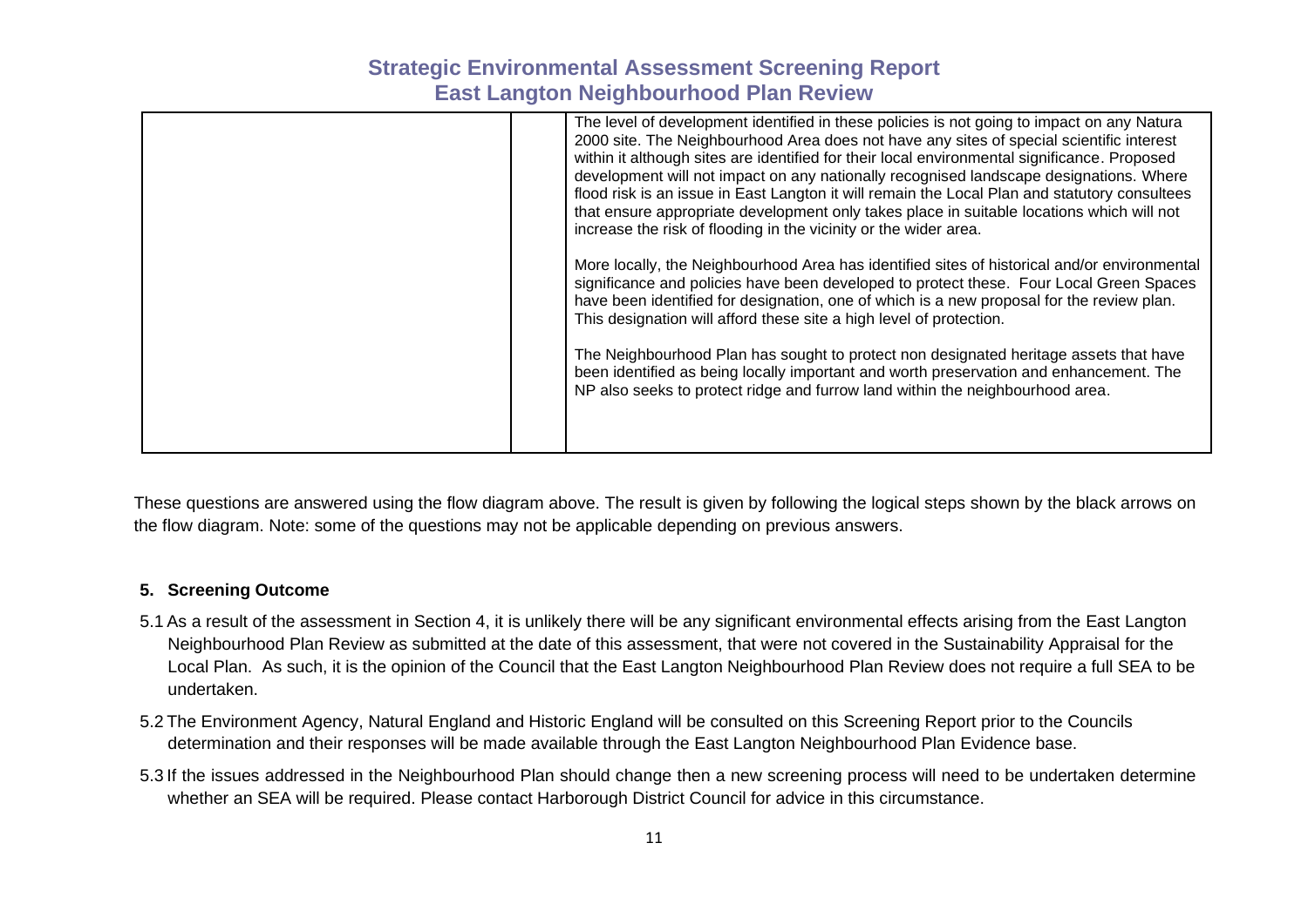| | | |
|---|---|---|
| | | The level of development identified in these policies is not going to impact on any Natura 2000 site. The Neighbourhood Area does not have any sites of special scientific interest within it although sites are identified for their local environmental significance. Proposed development will not impact on any nationally recognised landscape designations. Where flood risk is an issue in East Langton it will remain the Local Plan and statutory consultees that ensure appropriate development only takes place in suitable locations which will not increase the risk of flooding in the vicinity or the wider area.<br><br>More locally, the Neighbourhood Area has identified sites of historical and/or environmental significance and policies have been developed to protect these. Four Local Green Spaces have been identified for designation, one of which is a new proposal for the review plan. This designation will afford these site a high level of protection.<br><br>The Neighbourhood Plan has sought to protect non designated heritage assets that have been identified as being locally important and worth preservation and enhancement. The NP also seeks to protect ridge and furrow land within the neighbourhood area. |

These questions are answered using the flow diagram above. The result is given by following the logical steps shown by the black arrows on the flow diagram. Note: some of the questions may not be applicable depending on previous answers.

## 5. Screening Outcome

5.1 As a result of the assessment in Section 4, it is unlikely there will be any significant environmental effects arising from the East Langton Neighbourhood Plan Review as submitted at the date of this assessment, that were not covered in the Sustainability Appraisal for the Local Plan. As such, it is the opinion of the Council that the East Langton Neighbourhood Plan Review does not require a full SEA to be undertaken.

5.2 The Environment Agency, Natural England and Historic England will be consulted on this Screening Report prior to the Councils determination and their responses will be made available through the East Langton Neighbourhood Plan Evidence base.

5.3 If the issues addressed in the Neighbourhood Plan should change then a new screening process will need to be undertaken determine whether an SEA will be required. Please contact Harborough District Council for advice in this circumstance.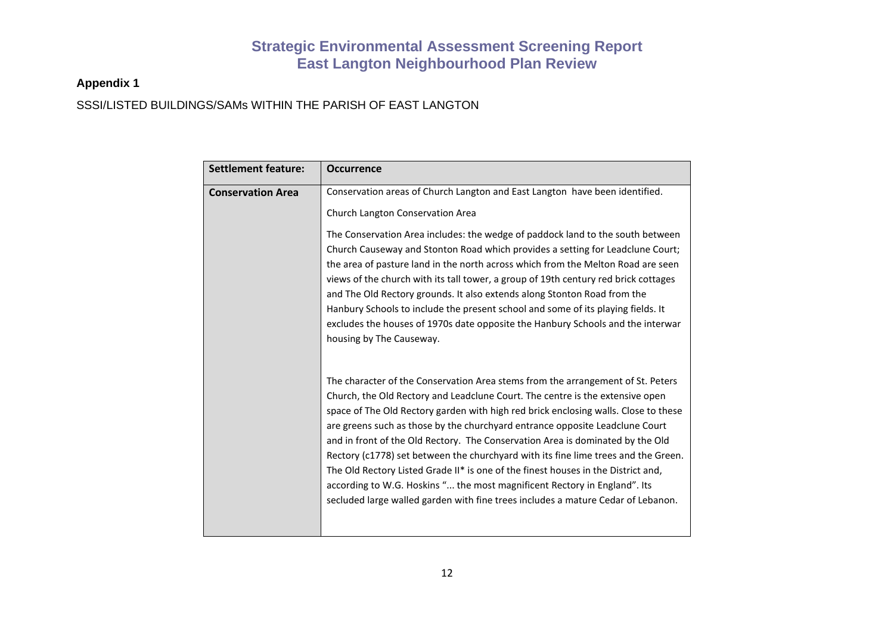## Appendix 1

SSSI/LISTED BUILDINGS/SAMs WITHIN THE PARISH OF EAST LANGTON

| Settlement feature: | Occurrence |
|---|---|
| **Conservation Area** | Conservation areas of Church Langton and East Langton have been identified.<br><br>Church Langton Conservation Area<br><br>The Conservation Area includes: the wedge of paddock land to the south between Church Causeway and Stonton Road which provides a setting for Leadclune Court; the area of pasture land in the north across which from the Melton Road are seen views of the church with its tall tower, a group of 19th century red brick cottages and The Old Rectory grounds. It also extends along Stonton Road from the Hanbury Schools to include the present school and some of its playing fields. It excludes the houses of 1970s date opposite the Hanbury Schools and the interwar housing by The Causeway.<br><br>The character of the Conservation Area stems from the arrangement of St. Peters Church, the Old Rectory and Leadclune Court. The centre is the extensive open space of The Old Rectory garden with high red brick enclosing walls. Close to these are greens such as those by the churchyard entrance opposite Leadclune Court and in front of the Old Rectory. The Conservation Area is dominated by the Old Rectory (c1778) set between the churchyard with its fine lime trees and the Green. The Old Rectory Listed Grade II* is one of the finest houses in the District and, according to W.G. Hoskins "... the most magnificent Rectory in England". Its secluded large walled garden with fine trees includes a mature Cedar of Lebanon. |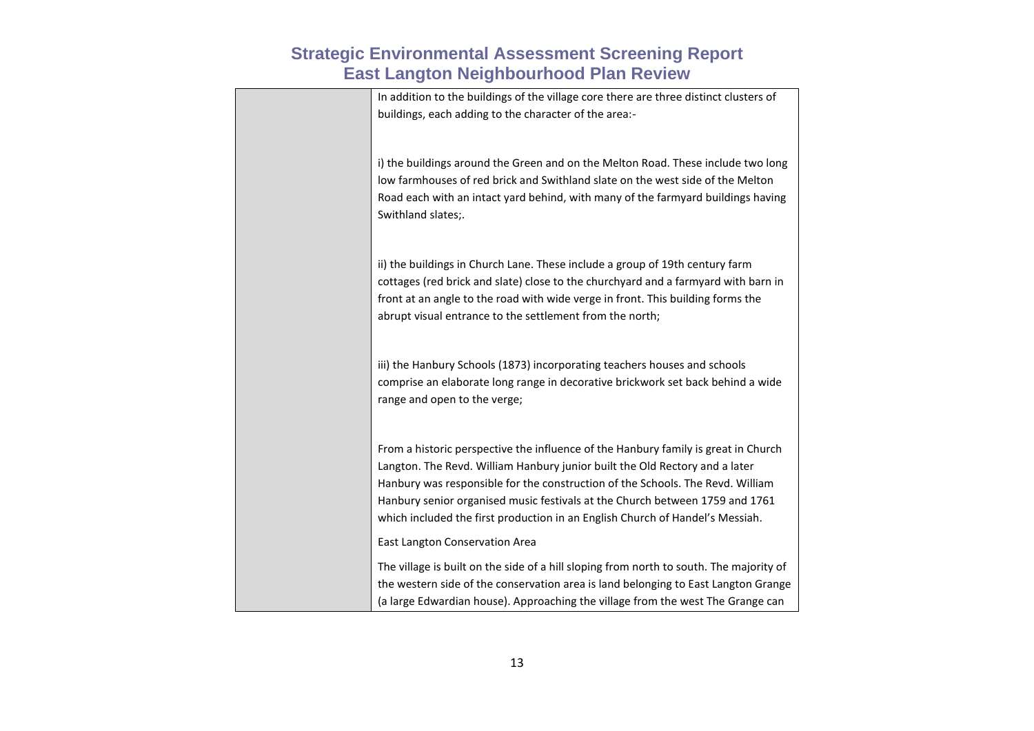| | |
|---|---|
| | In addition to the buildings of the village core there are three distinct clusters of buildings, each adding to the character of the area:-<br><br>i) the buildings around the Green and on the Melton Road. These include two long low farmhouses of red brick and Swithland slate on the west side of the Melton Road each with an intact yard behind, with many of the farmyard buildings having Swithland slates;.<br><br>ii) the buildings in Church Lane. These include a group of 19th century farm cottages (red brick and slate) close to the churchyard and a farmyard with barn in front at an angle to the road with wide verge in front. This building forms the abrupt visual entrance to the settlement from the north;<br><br>iii) the Hanbury Schools (1873) incorporating teachers houses and schools comprise an elaborate long range in decorative brickwork set back behind a wide range and open to the verge;<br><br>From a historic perspective the influence of the Hanbury family is great in Church Langton. The Revd. William Hanbury junior built the Old Rectory and a later Hanbury was responsible for the construction of the Schools. The Revd. William Hanbury senior organised music festivals at the Church between 1759 and 1761 which included the first production in an English Church of Handel's Messiah.<br><br>East Langton Conservation Area<br><br>The village is built on the side of a hill sloping from north to south. The majority of the western side of the conservation area is land belonging to East Langton Grange (a large Edwardian house). Approaching the village from the west The Grange can |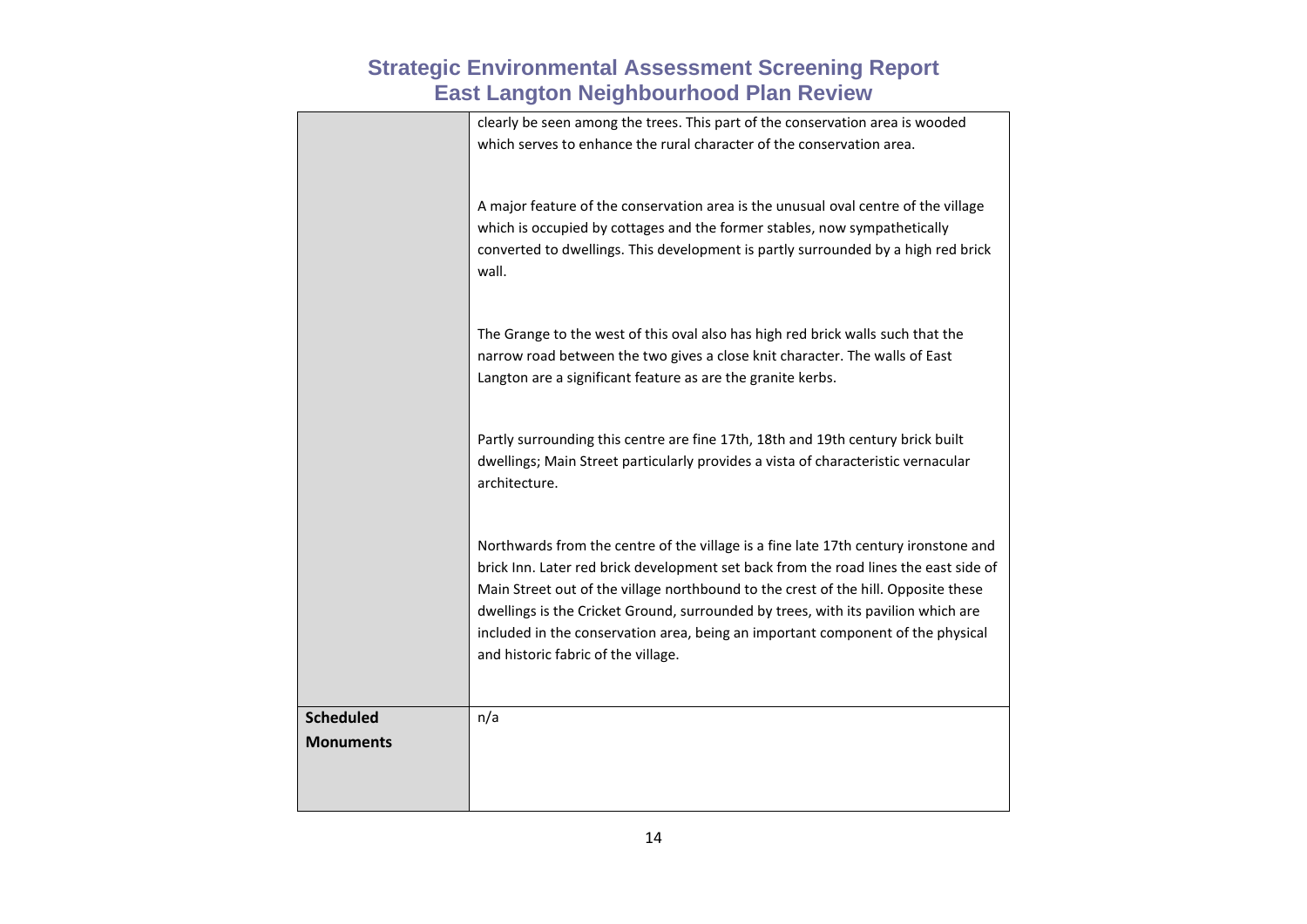| | |
|---|---|
| | clearly be seen among the trees. This part of the conservation area is wooded which serves to enhance the rural character of the conservation area.<br><br>A major feature of the conservation area is the unusual oval centre of the village which is occupied by cottages and the former stables, now sympathetically converted to dwellings. This development is partly surrounded by a high red brick wall.<br><br>The Grange to the west of this oval also has high red brick walls such that the narrow road between the two gives a close knit character. The walls of East Langton are a significant feature as are the granite kerbs.<br><br>Partly surrounding this centre are fine 17th, 18th and 19th century brick built dwellings; Main Street particularly provides a vista of characteristic vernacular architecture.<br><br>Northwards from the centre of the village is a fine late 17th century ironstone and brick Inn. Later red brick development set back from the road lines the east side of Main Street out of the village northbound to the crest of the hill. Opposite these dwellings is the Cricket Ground, surrounded by trees, with its pavilion which are included in the conservation area, being an important component of the physical and historic fabric of the village. |
| **Scheduled Monuments** | n/a |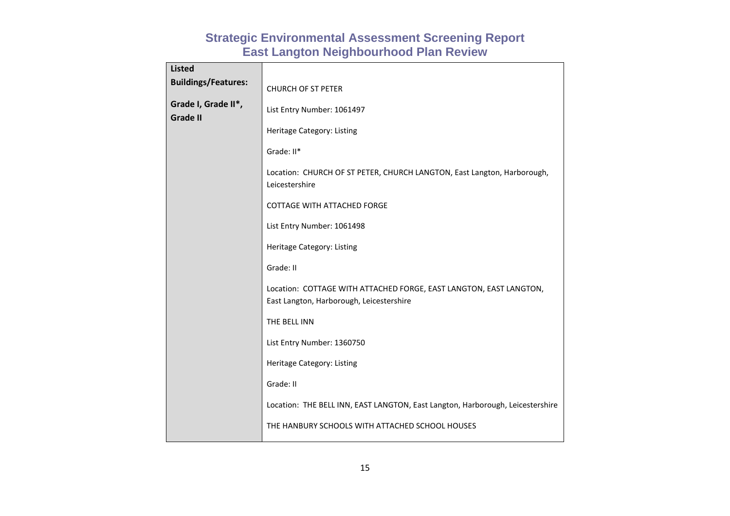| Listed Buildings/Features:<br><br>Grade I, Grade II*, Grade II | CHURCH OF ST PETER<br><br>List Entry Number: 1061497<br><br>Heritage Category: Listing<br><br>Grade: II*<br><br>Location: CHURCH OF ST PETER, CHURCH LANGTON, East Langton, Harborough, Leicestershire<br><br>COTTAGE WITH ATTACHED FORGE<br><br>List Entry Number: 1061498<br><br>Heritage Category: Listing<br><br>Grade: II<br><br>Location: COTTAGE WITH ATTACHED FORGE, EAST LANGTON, EAST LANGTON, East Langton, Harborough, Leicestershire<br><br>THE BELL INN<br><br>List Entry Number: 1360750<br><br>Heritage Category: Listing<br><br>Grade: II<br><br>Location: THE BELL INN, EAST LANGTON, East Langton, Harborough, Leicestershire<br><br>THE HANBURY SCHOOLS WITH ATTACHED SCHOOL HOUSES |
|---|---|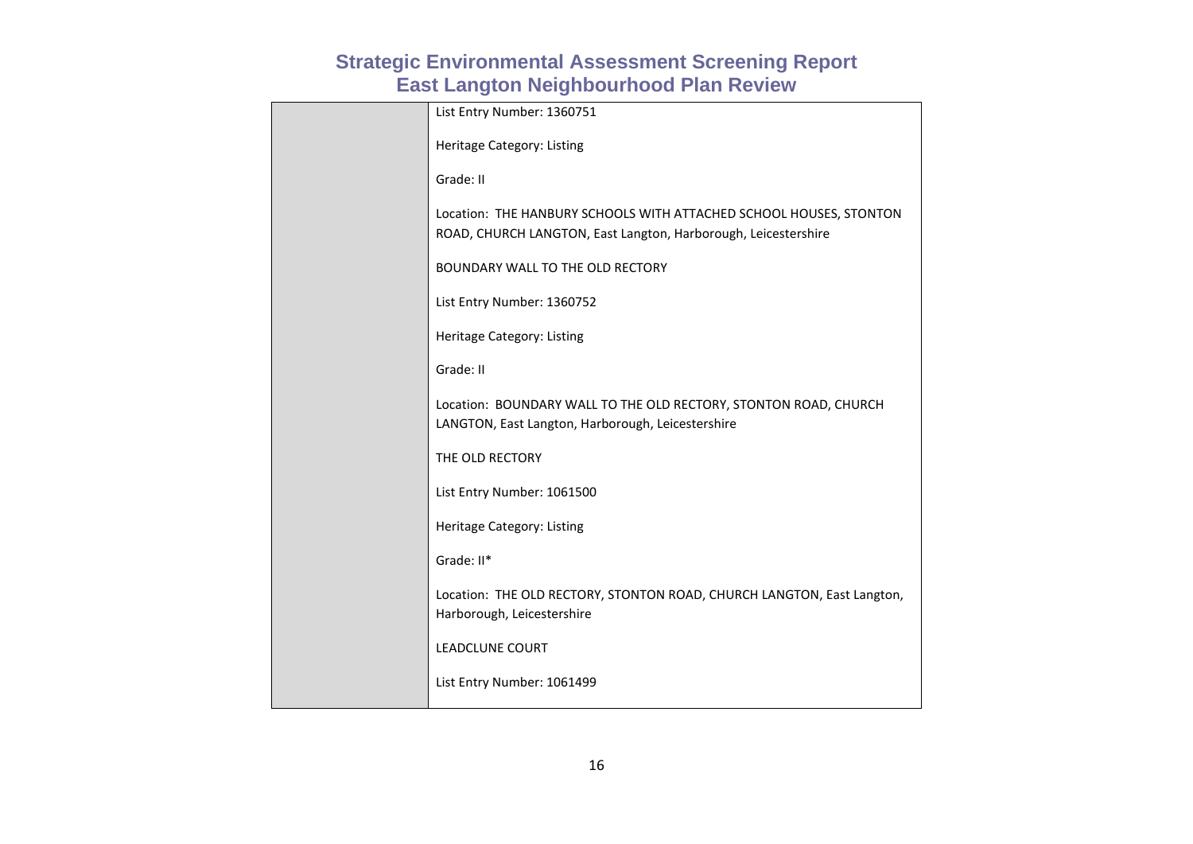| | |
|---|---|
| | List Entry Number: 1360751<br><br>Heritage Category: Listing<br><br>Grade: II<br><br>Location: THE HANBURY SCHOOLS WITH ATTACHED SCHOOL HOUSES, STONTON ROAD, CHURCH LANGTON, East Langton, Harborough, Leicestershire<br><br>BOUNDARY WALL TO THE OLD RECTORY<br><br>List Entry Number: 1360752<br><br>Heritage Category: Listing<br><br>Grade: II<br><br>Location: BOUNDARY WALL TO THE OLD RECTORY, STONTON ROAD, CHURCH LANGTON, East Langton, Harborough, Leicestershire<br><br>THE OLD RECTORY<br><br>List Entry Number: 1061500<br><br>Heritage Category: Listing<br><br>Grade: II*<br><br>Location: THE OLD RECTORY, STONTON ROAD, CHURCH LANGTON, East Langton, Harborough, Leicestershire<br><br>LEADCLUNE COURT<br><br>List Entry Number: 1061499 |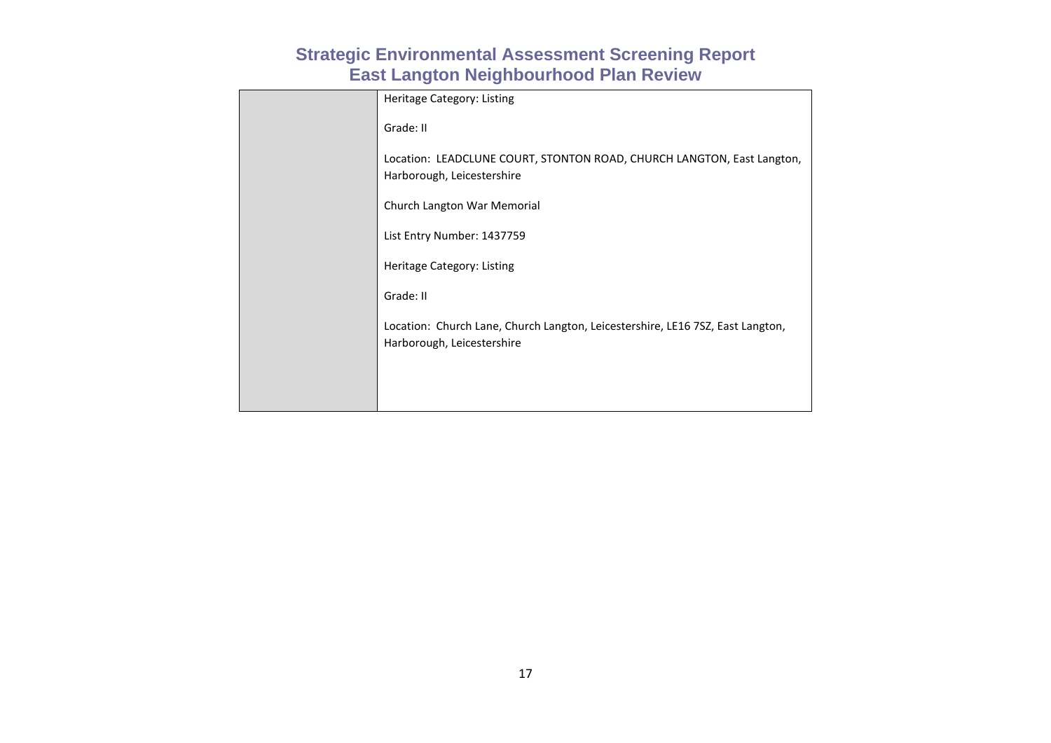| | |
|---|---|
| | Heritage Category: Listing<br><br>Grade: II<br><br>Location: LEADCLUNE COURT, STONTON ROAD, CHURCH LANGTON, East Langton, Harborough, Leicestershire<br><br>Church Langton War Memorial<br><br>List Entry Number: 1437759<br><br>Heritage Category: Listing<br><br>Grade: II<br><br>Location: Church Lane, Church Langton, Leicestershire, LE16 7SZ, East Langton, Harborough, Leicestershire |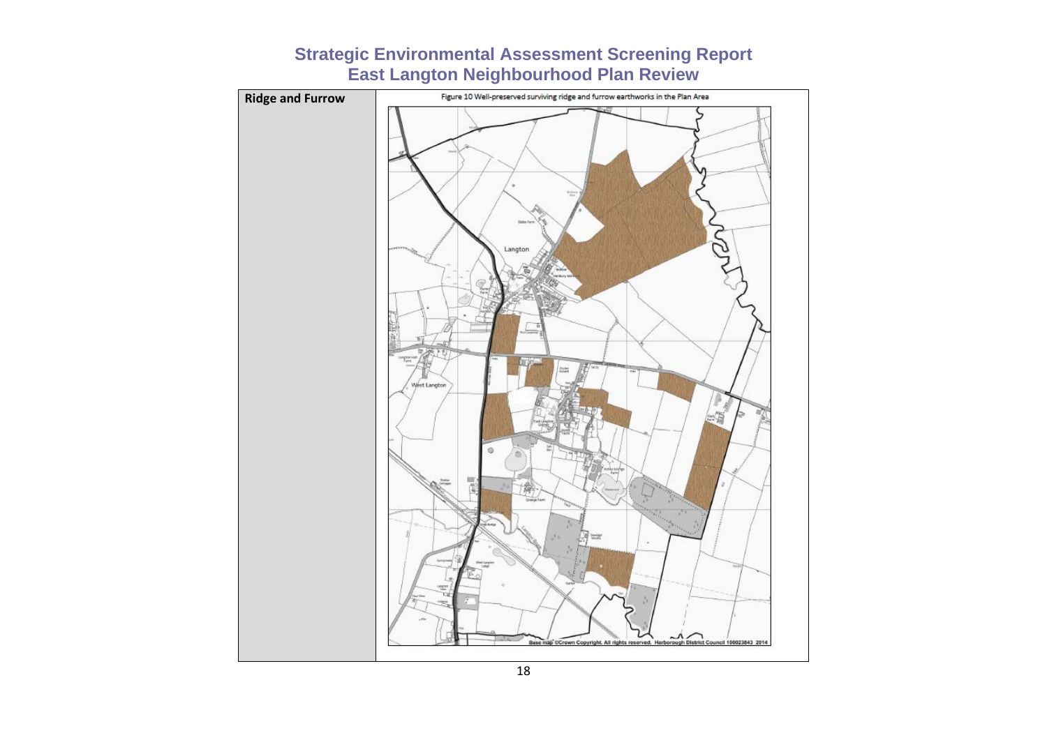# Strategic Environmental Assessment Screening Report
# East Langton Neighbourhood Plan Review

| Ridge and Furrow | Figure 10 Well-preserved surviving ridge and furrow earthworks in the Plan Area |
|---|---|
| | Base map ©Crown Copyright. All rights reserved. Harborough District Council 100023843 2014 |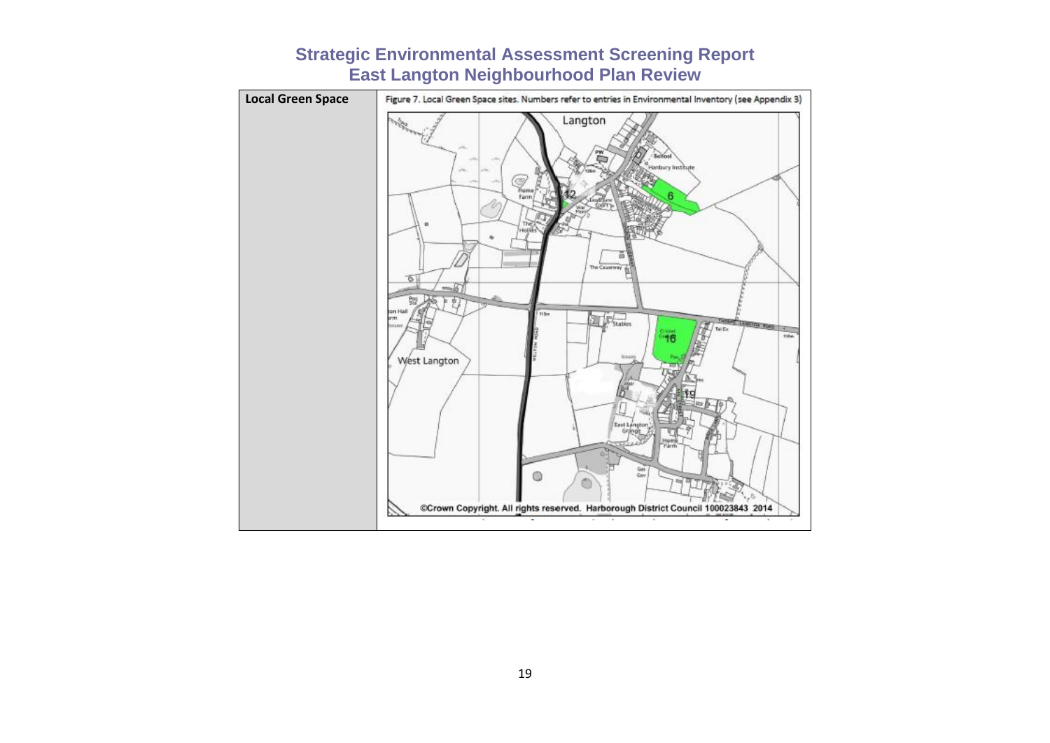| Local Green Space | Figure 7. Local Green Space sites. Numbers refer to entries in Environmental Inventory (see Appendix 3) |
| --- | --- |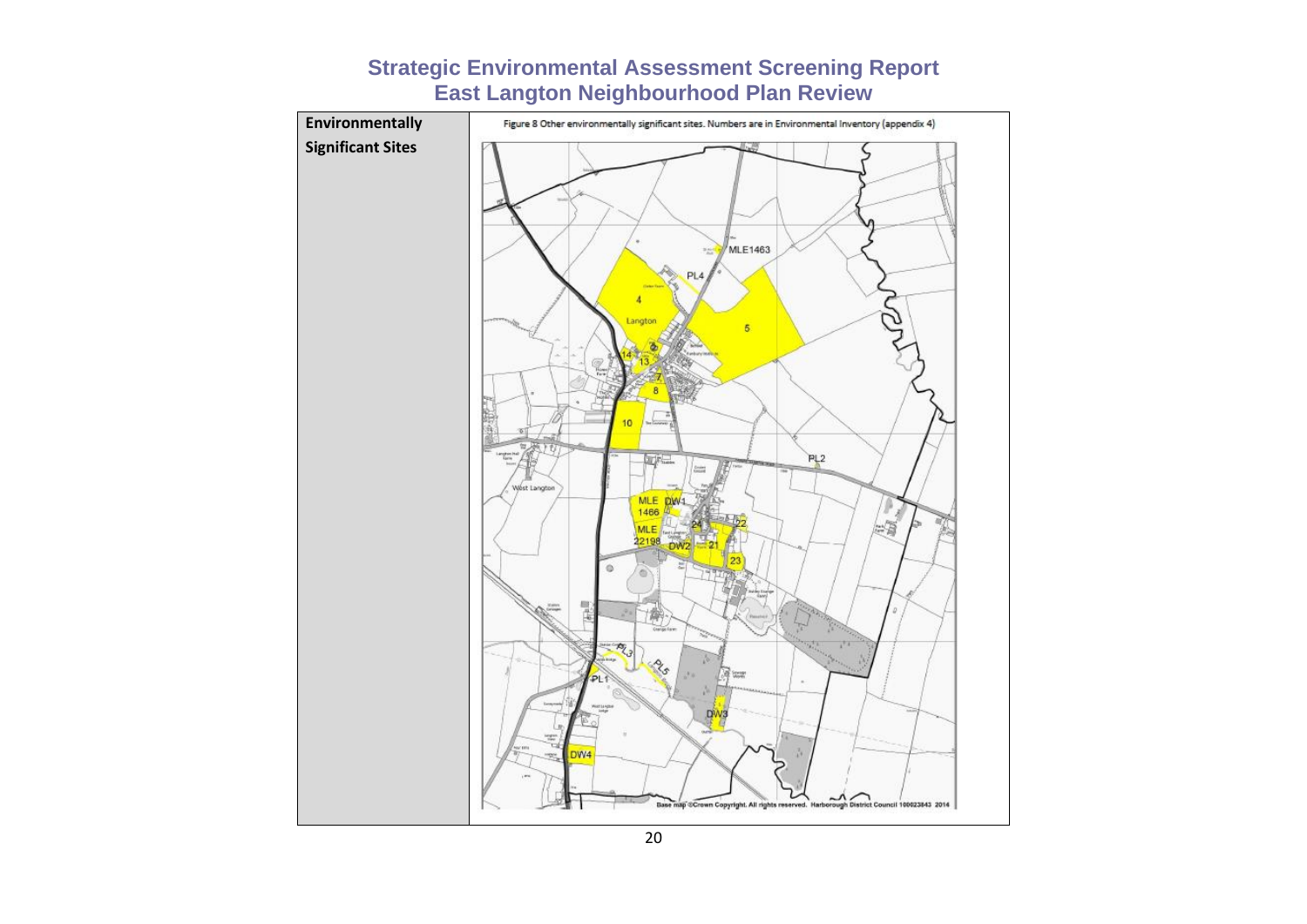| Environmentally Significant Sites | Figure 8 Other environmentally significant sites. Numbers are in Environmental Inventory (appendix 4) |
|---|---|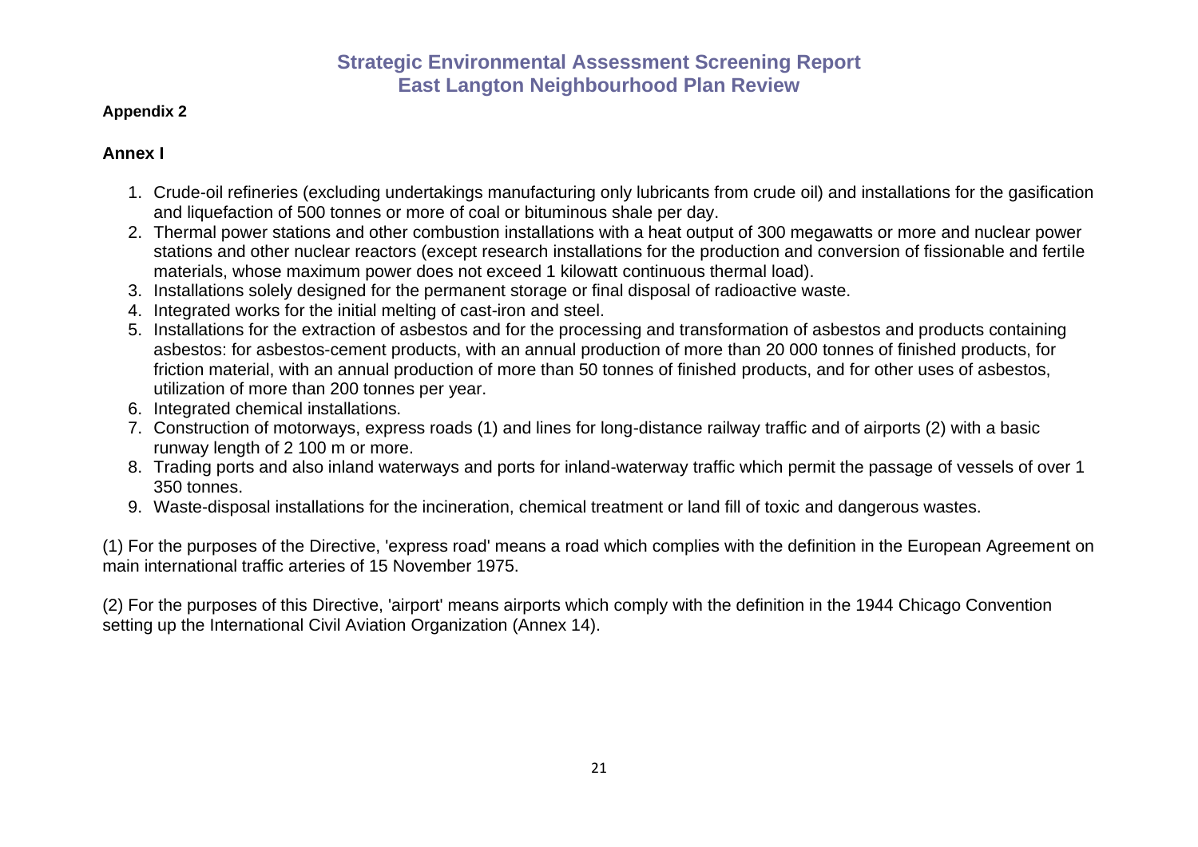**Appendix 2**

## Annex I

1. Crude-oil refineries (excluding undertakings manufacturing only lubricants from crude oil) and installations for the gasification and liquefaction of 500 tonnes or more of coal or bituminous shale per day.
2. Thermal power stations and other combustion installations with a heat output of 300 megawatts or more and nuclear power stations and other nuclear reactors (except research installations for the production and conversion of fissionable and fertile materials, whose maximum power does not exceed 1 kilowatt continuous thermal load).
3. Installations solely designed for the permanent storage or final disposal of radioactive waste.
4. Integrated works for the initial melting of cast-iron and steel.
5. Installations for the extraction of asbestos and for the processing and transformation of asbestos and products containing asbestos: for asbestos-cement products, with an annual production of more than 20 000 tonnes of finished products, for friction material, with an annual production of more than 50 tonnes of finished products, and for other uses of asbestos, utilization of more than 200 tonnes per year.
6. Integrated chemical installations.
7. Construction of motorways, express roads (1) and lines for long-distance railway traffic and of airports (2) with a basic runway length of 2 100 m or more.
8. Trading ports and also inland waterways and ports for inland-waterway traffic which permit the passage of vessels of over 1 350 tonnes.
9. Waste-disposal installations for the incineration, chemical treatment or land fill of toxic and dangerous wastes.

(1) For the purposes of the Directive, 'express road' means a road which complies with the definition in the European Agreement on main international traffic arteries of 15 November 1975.

(2) For the purposes of this Directive, 'airport' means airports which comply with the definition in the 1944 Chicago Convention setting up the International Civil Aviation Organization (Annex 14).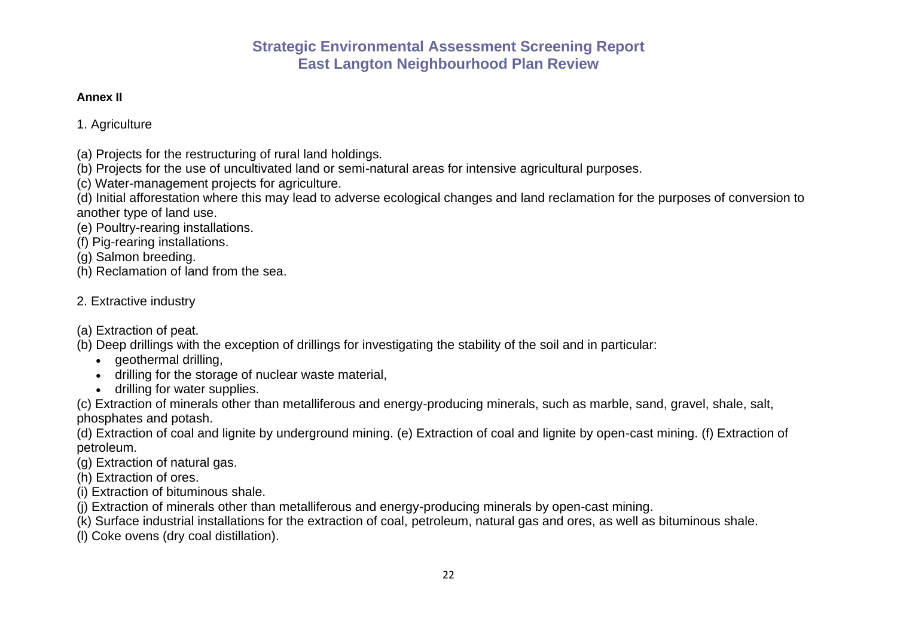**Annex II**

1. Agriculture

(a) Projects for the restructuring of rural land holdings.
(b) Projects for the use of uncultivated land or semi-natural areas for intensive agricultural purposes.
(c) Water-management projects for agriculture.
(d) Initial afforestation where this may lead to adverse ecological changes and land reclamation for the purposes of conversion to another type of land use.
(e) Poultry-rearing installations.
(f) Pig-rearing installations.
(g) Salmon breeding.
(h) Reclamation of land from the sea.

2. Extractive industry

(a) Extraction of peat.
(b) Deep drillings with the exception of drillings for investigating the stability of the soil and in particular:

- geothermal drilling,
- drilling for the storage of nuclear waste material,
- drilling for water supplies.

(c) Extraction of minerals other than metalliferous and energy-producing minerals, such as marble, sand, gravel, shale, salt, phosphates and potash.
(d) Extraction of coal and lignite by underground mining. (e) Extraction of coal and lignite by open-cast mining. (f) Extraction of petroleum.
(g) Extraction of natural gas.
(h) Extraction of ores.
(i) Extraction of bituminous shale.
(j) Extraction of minerals other than metalliferous and energy-producing minerals by open-cast mining.
(k) Surface industrial installations for the extraction of coal, petroleum, natural gas and ores, as well as bituminous shale.
(l) Coke ovens (dry coal distillation).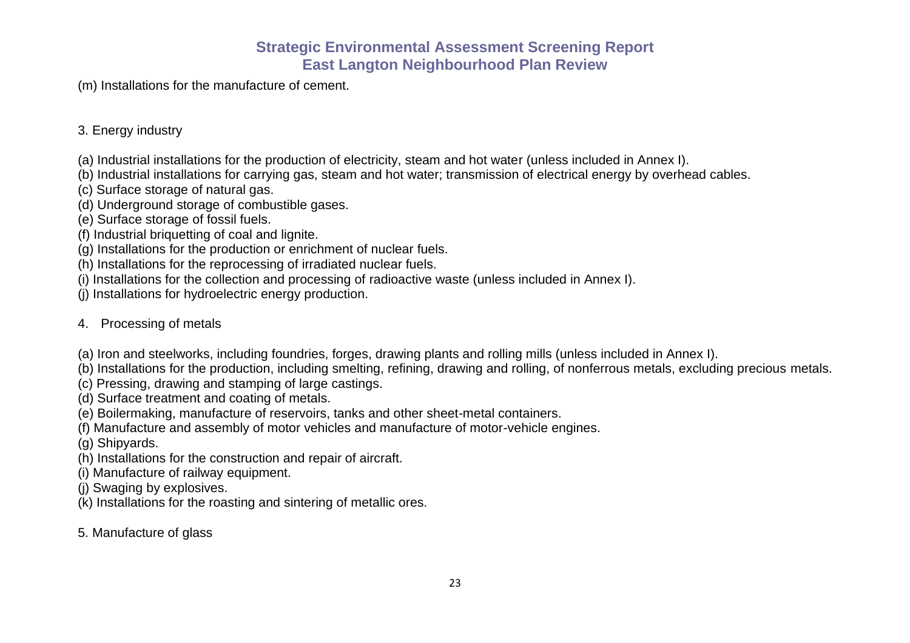(m) Installations for the manufacture of cement.

3. Energy industry

(a) Industrial installations for the production of electricity, steam and hot water (unless included in Annex I).
(b) Industrial installations for carrying gas, steam and hot water; transmission of electrical energy by overhead cables.
(c) Surface storage of natural gas.
(d) Underground storage of combustible gases.
(e) Surface storage of fossil fuels.
(f) Industrial briquetting of coal and lignite.
(g) Installations for the production or enrichment of nuclear fuels.
(h) Installations for the reprocessing of irradiated nuclear fuels.
(i) Installations for the collection and processing of radioactive waste (unless included in Annex I).
(j) Installations for hydroelectric energy production.

4. Processing of metals

(a) Iron and steelworks, including foundries, forges, drawing plants and rolling mills (unless included in Annex I).
(b) Installations for the production, including smelting, refining, drawing and rolling, of nonferrous metals, excluding precious metals.
(c) Pressing, drawing and stamping of large castings.
(d) Surface treatment and coating of metals.
(e) Boilermaking, manufacture of reservoirs, tanks and other sheet-metal containers.
(f) Manufacture and assembly of motor vehicles and manufacture of motor-vehicle engines.
(g) Shipyards.
(h) Installations for the construction and repair of aircraft.
(i) Manufacture of railway equipment.
(j) Swaging by explosives.
(k) Installations for the roasting and sintering of metallic ores.

5. Manufacture of glass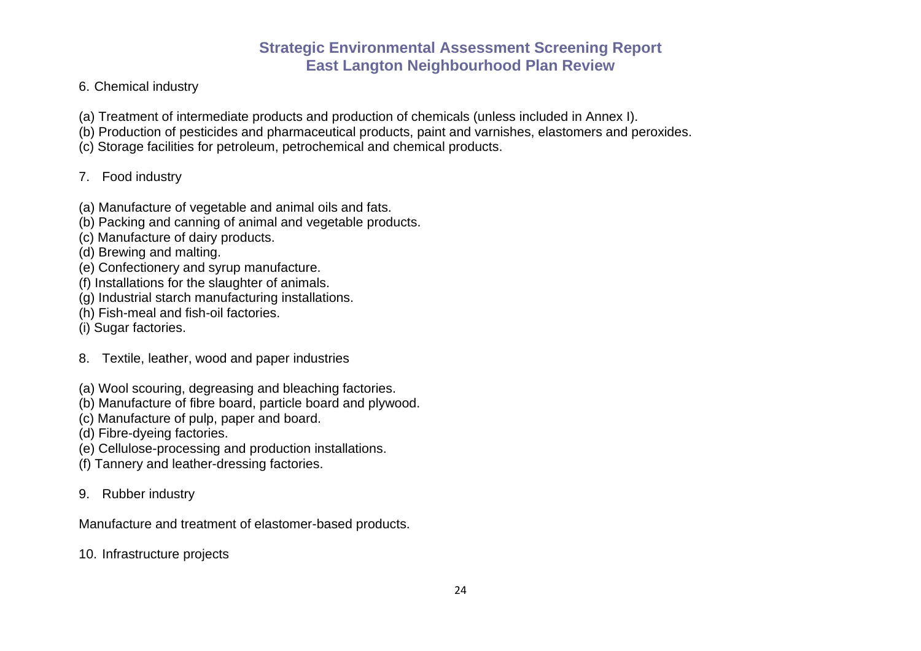6. Chemical industry

(a) Treatment of intermediate products and production of chemicals (unless included in Annex I).
(b) Production of pesticides and pharmaceutical products, paint and varnishes, elastomers and peroxides.
(c) Storage facilities for petroleum, petrochemical and chemical products.

7. Food industry

(a) Manufacture of vegetable and animal oils and fats.
(b) Packing and canning of animal and vegetable products.
(c) Manufacture of dairy products.
(d) Brewing and malting.
(e) Confectionery and syrup manufacture.
(f) Installations for the slaughter of animals.
(g) Industrial starch manufacturing installations.
(h) Fish-meal and fish-oil factories.
(i) Sugar factories.

8. Textile, leather, wood and paper industries

(a) Wool scouring, degreasing and bleaching factories.
(b) Manufacture of fibre board, particle board and plywood.
(c) Manufacture of pulp, paper and board.
(d) Fibre-dyeing factories.
(e) Cellulose-processing and production installations.
(f) Tannery and leather-dressing factories.

9. Rubber industry

Manufacture and treatment of elastomer-based products.

10. Infrastructure projects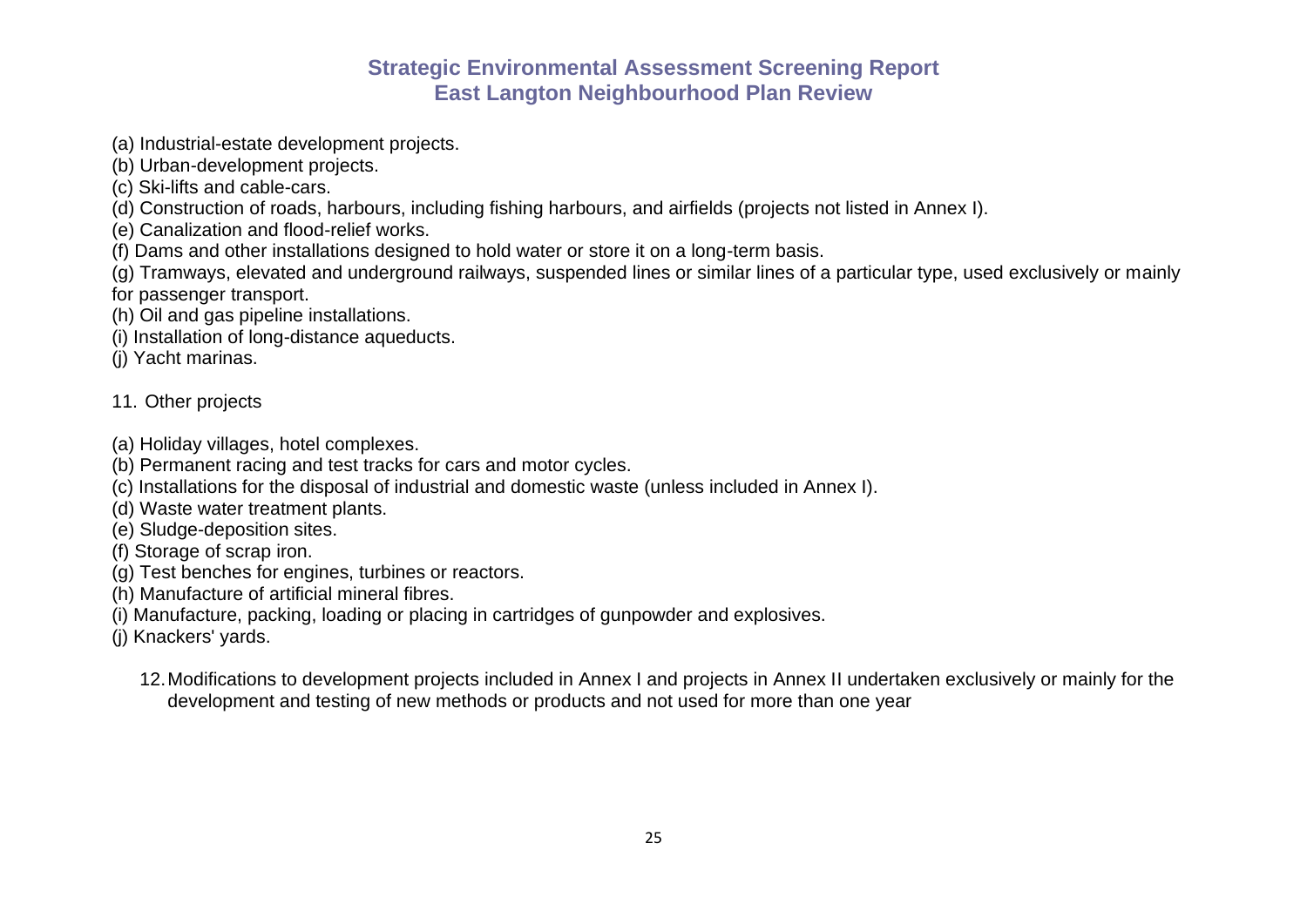(a) Industrial-estate development projects.
(b) Urban-development projects.
(c) Ski-lifts and cable-cars.
(d) Construction of roads, harbours, including fishing harbours, and airfields (projects not listed in Annex I).
(e) Canalization and flood-relief works.
(f) Dams and other installations designed to hold water or store it on a long-term basis.
(g) Tramways, elevated and underground railways, suspended lines or similar lines of a particular type, used exclusively or mainly for passenger transport.
(h) Oil and gas pipeline installations.
(i) Installation of long-distance aqueducts.
(j) Yacht marinas.

11. Other projects

(a) Holiday villages, hotel complexes.
(b) Permanent racing and test tracks for cars and motor cycles.
(c) Installations for the disposal of industrial and domestic waste (unless included in Annex I).
(d) Waste water treatment plants.
(e) Sludge-deposition sites.
(f) Storage of scrap iron.
(g) Test benches for engines, turbines or reactors.
(h) Manufacture of artificial mineral fibres.
(i) Manufacture, packing, loading or placing in cartridges of gunpowder and explosives.
(j) Knackers' yards.

12. Modifications to development projects included in Annex I and projects in Annex II undertaken exclusively or mainly for the development and testing of new methods or products and not used for more than one year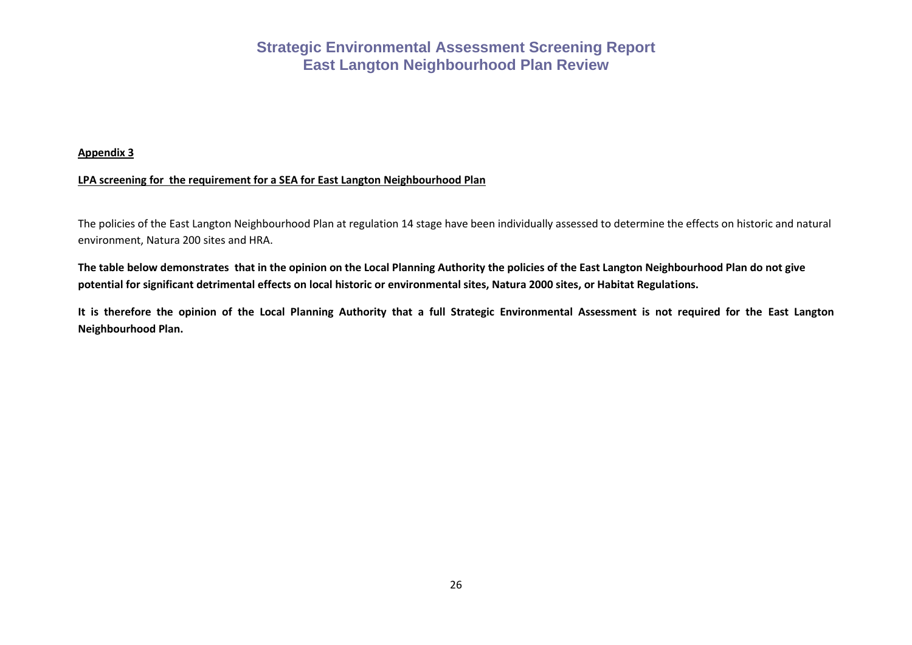**Appendix 3**

**LPA screening for the requirement for a SEA for East Langton Neighbourhood Plan**

The policies of the East Langton Neighbourhood Plan at regulation 14 stage have been individually assessed to determine the effects on historic and natural environment, Natura 200 sites and HRA.

**The table below demonstrates that in the opinion on the Local Planning Authority the policies of the East Langton Neighbourhood Plan do not give potential for significant detrimental effects on local historic or environmental sites, Natura 2000 sites, or Habitat Regulations.**

**It is therefore the opinion of the Local Planning Authority that a full Strategic Environmental Assessment is not required for the East Langton Neighbourhood Plan.**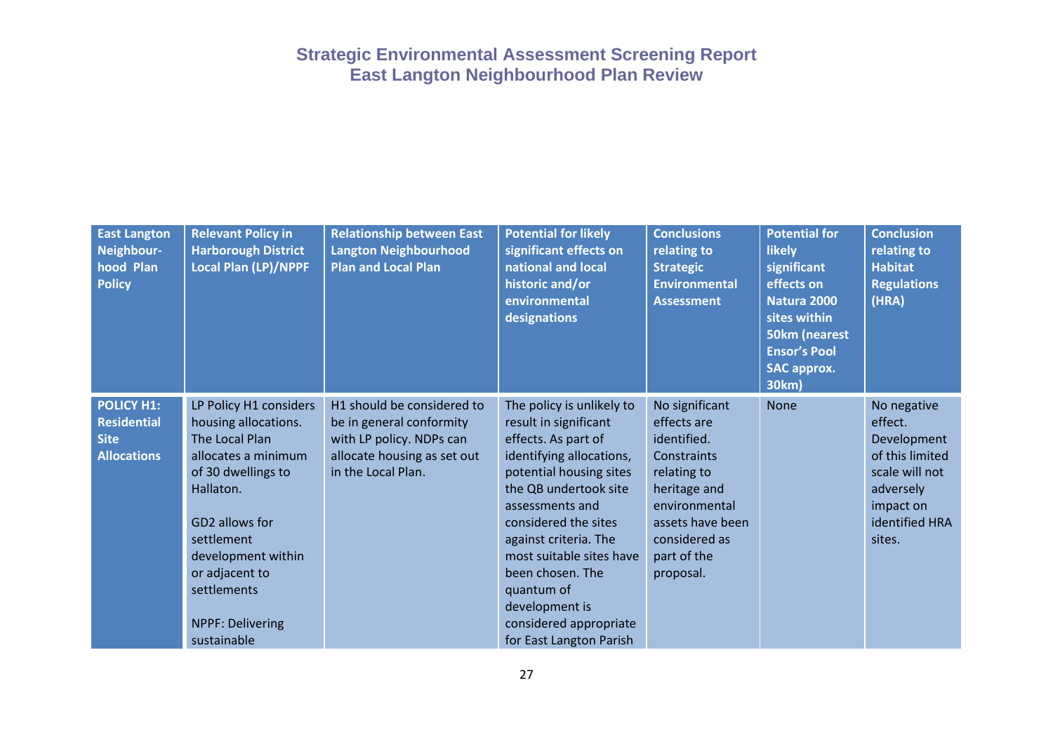# Strategic Environmental Assessment Screening Report
## East Langton Neighbourhood Plan Review

| East Langton Neighbour-hood Plan Policy | Relevant Policy in Harborough District Local Plan (LP)/NPPF | Relationship between East Langton Neighbourhood Plan and Local Plan | Potential for likely significant effects on national and local historic and/or environmental designations | Conclusions relating to Strategic Environmental Assessment | Potential for likely significant effects on Natura 2000 sites within 50km (nearest Ensor's Pool SAC approx. 30km) | Conclusion relating to Habitat Regulations (HRA) |
|---|---|---|---|---|---|---|
| **POLICY H1: Residential Site Allocations** | LP Policy H1 considers housing allocations. The Local Plan allocates a minimum of 30 dwellings to Hallaton.<br><br>GD2 allows for settlement development within or adjacent to settlements<br><br>NPPF: Delivering sustainable | H1 should be considered to be in general conformity with LP policy. NDPs can allocate housing as set out in the Local Plan. | The policy is unlikely to result in significant effects. As part of identifying allocations, potential housing sites the QB undertook site assessments and considered the sites against criteria. The most suitable sites have been chosen. The quantum of development is considered appropriate for East Langton Parish | No significant effects are identified. Constraints relating to heritage and environmental assets have been considered as part of the proposal. | None | No negative effect. Development of this limited scale will not adversely impact on identified HRA sites. |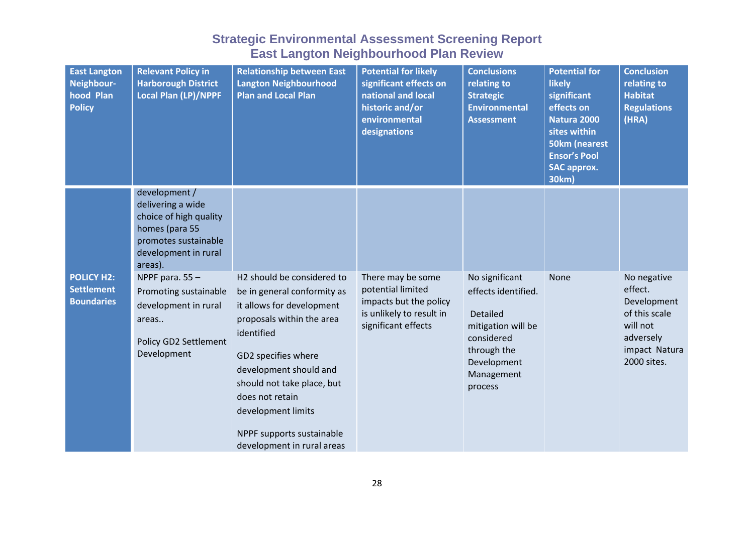# Strategic Environmental Assessment Screening Report
## East Langton Neighbourhood Plan Review

| East Langton Neighbour-hood Plan Policy | Relevant Policy in Harborough District Local Plan (LP)/NPPF | Relationship between East Langton Neighbourhood Plan and Local Plan | Potential for likely significant effects on national and local historic and/or environmental designations | Conclusions relating to Strategic Environmental Assessment | Potential for likely significant effects on Natura 2000 sites within 50km (nearest Ensor's Pool SAC approx. 30km) | Conclusion relating to Habitat Regulations (HRA) |
|---|---|---|---|---|---|---|
| | development / delivering a wide choice of high quality homes (para 55 promotes sustainable development in rural areas). | | | | | |
| **POLICY H2: Settlement Boundaries** | NPPF para. 55 – Promoting sustainable development in rural areas..<br><br>Policy GD2 Settlement Development | H2 should be considered to be in general conformity as it allows for development proposals within the area identified<br><br>GD2 specifies where development should and should not take place, but does not retain development limits<br><br>NPPF supports sustainable development in rural areas | There may be some potential limited impacts but the policy is unlikely to result in significant effects | No significant effects identified.<br><br>Detailed mitigation will be considered through the Development Management process | None | No negative effect. Development of this scale will not adversely impact Natura 2000 sites. |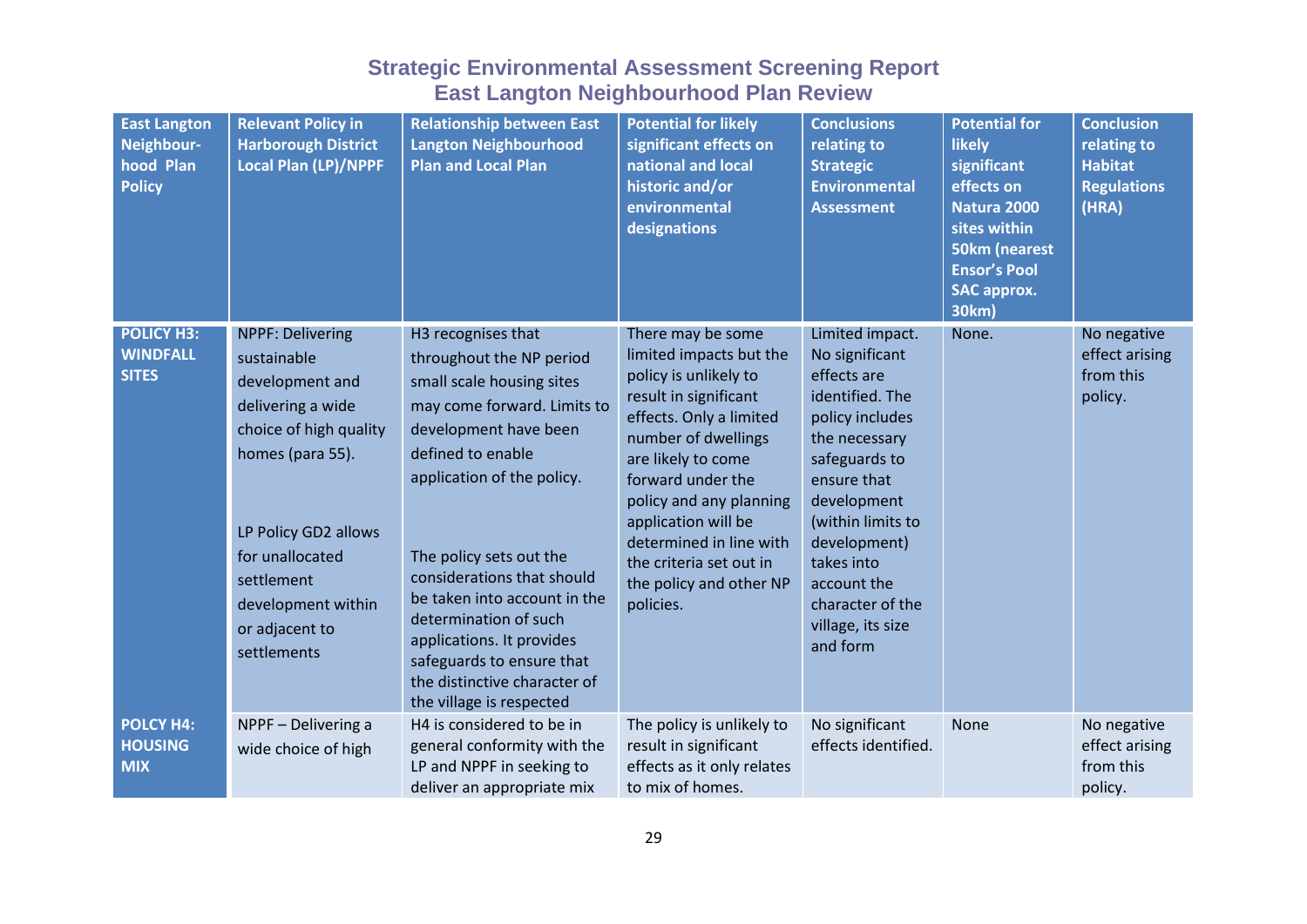# Strategic Environmental Assessment Screening Report
## East Langton Neighbourhood Plan Review

| East Langton Neighbour-hood Plan Policy | Relevant Policy in Harborough District Local Plan (LP)/NPPF | Relationship between East Langton Neighbourhood Plan and Local Plan | Potential for likely significant effects on national and local historic and/or environmental designations | Conclusions relating to Strategic Environmental Assessment | Potential for likely significant effects on Natura 2000 sites within 50km (nearest Ensor's Pool SAC approx. 30km) | Conclusion relating to Habitat Regulations (HRA) |
|---|---|---|---|---|---|---|
| **POLICY H3: WINDFALL SITES** | NPPF: Delivering sustainable development and delivering a wide choice of high quality homes (para 55).<br><br>LP Policy GD2 allows for unallocated settlement development within or adjacent to settlements | H3 recognises that throughout the NP period small scale housing sites may come forward. Limits to development have been defined to enable application of the policy.<br><br>The policy sets out the considerations that should be taken into account in the determination of such applications. It provides safeguards to ensure that the distinctive character of the village is respected | There may be some limited impacts but the policy is unlikely to result in significant effects. Only a limited number of dwellings are likely to come forward under the policy and any planning application will be determined in line with the criteria set out in the policy and other NP policies. | Limited impact. No significant effects are identified. The policy includes the necessary safeguards to ensure that development (within limits to development) takes into account the character of the village, its size and form | None. | No negative effect arising from this policy. |
| **POLCY H4: HOUSING MIX** | NPPF – Delivering a wide choice of high | H4 is considered to be in general conformity with the LP and NPPF in seeking to deliver an appropriate mix | The policy is unlikely to result in significant effects as it only relates to mix of homes. | No significant effects identified. | None | No negative effect arising from this policy. |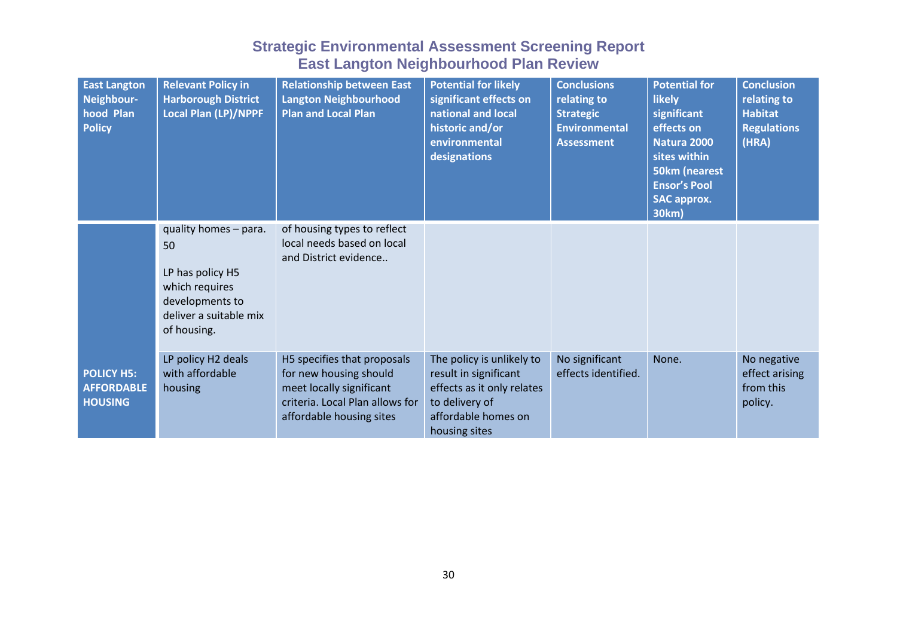# Strategic Environmental Assessment Screening Report
## East Langton Neighbourhood Plan Review

| East Langton Neighbour-hood Plan Policy | Relevant Policy in Harborough District Local Plan (LP)/NPPF | Relationship between East Langton Neighbourhood Plan and Local Plan | Potential for likely significant effects on national and local historic and/or environmental designations | Conclusions relating to Strategic Environmental Assessment | Potential for likely significant effects on Natura 2000 sites within 50km (nearest Ensor's Pool SAC approx. 30km) | Conclusion relating to Habitat Regulations (HRA) |
|---|---|---|---|---|---|---|
| | quality homes – para. 50<br><br>LP has policy H5 which requires developments to deliver a suitable mix of housing. | of housing types to reflect local needs based on local and District evidence.. | | | | |
| **POLICY H5: AFFORDABLE HOUSING** | LP policy H2 deals with affordable housing | H5 specifies that proposals for new housing should meet locally significant criteria. Local Plan allows for affordable housing sites | The policy is unlikely to result in significant effects as it only relates to delivery of affordable homes on housing sites | No significant effects identified. | None. | No negative effect arising from this policy. |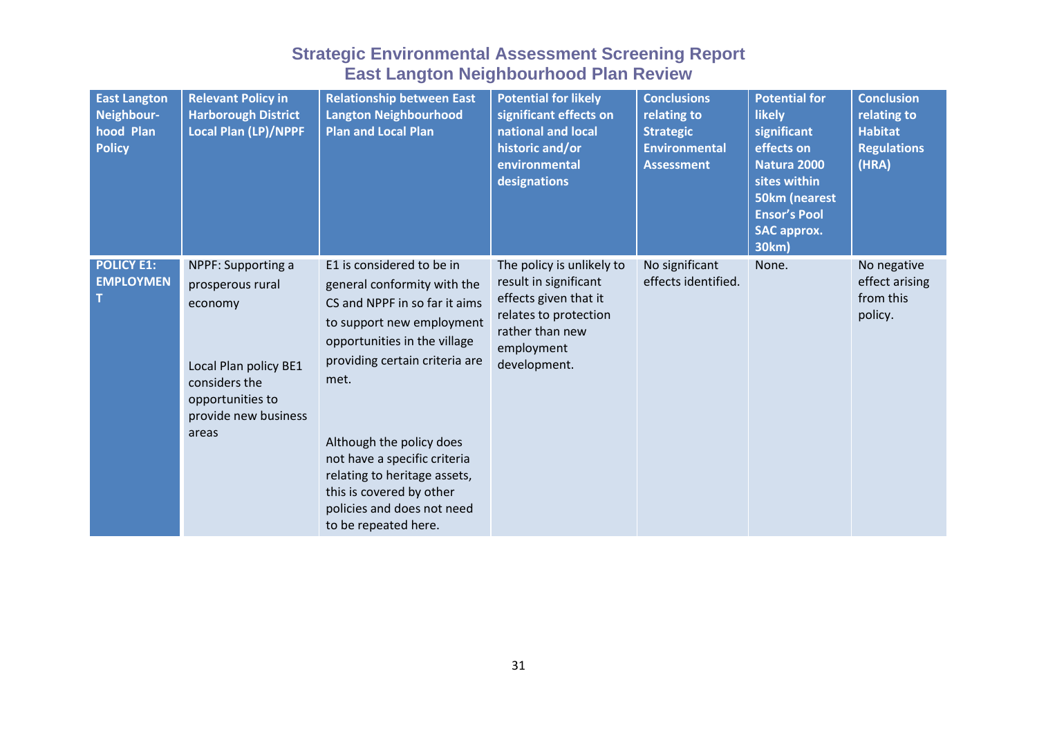**Strategic Environmental Assessment Screening Report**
**East Langton Neighbourhood Plan Review**

| East Langton Neighbour-hood Plan Policy | Relevant Policy in Harborough District Local Plan (LP)/NPPF | Relationship between East Langton Neighbourhood Plan and Local Plan | Potential for likely significant effects on national and local historic and/or environmental designations | Conclusions relating to Strategic Environmental Assessment | Potential for likely significant effects on Natura 2000 sites within 50km (nearest Ensor's Pool SAC approx. 30km) | Conclusion relating to Habitat Regulations (HRA) |
|---|---|---|---|---|---|---|
| **POLICY E1: EMPLOYMENT** | NPPF: Supporting a prosperous rural economy<br><br>Local Plan policy BE1 considers the opportunities to provide new business areas | E1 is considered to be in general conformity with the CS and NPPF in so far it aims to support new employment opportunities in the village providing certain criteria are met.<br><br>Although the policy does not have a specific criteria relating to heritage assets, this is covered by other policies and does not need to be repeated here. | The policy is unlikely to result in significant effects given that it relates to protection rather than new employment development. | No significant effects identified. | None. | No negative effect arising from this policy. |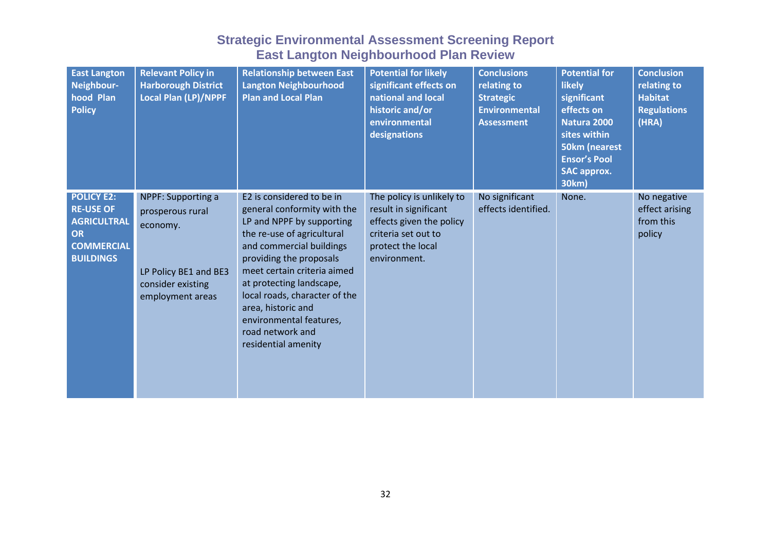# Strategic Environmental Assessment Screening Report
## East Langton Neighbourhood Plan Review

| East Langton Neighbour-hood Plan Policy | Relevant Policy in Harborough District Local Plan (LP)/NPPF | Relationship between East Langton Neighbourhood Plan and Local Plan | Potential for likely significant effects on national and local historic and/or environmental designations | Conclusions relating to Strategic Environmental Assessment | Potential for likely significant effects on Natura 2000 sites within 50km (nearest Ensor's Pool SAC approx. 30km) | Conclusion relating to Habitat Regulations (HRA) |
|---|---|---|---|---|---|---|
| **POLICY E2: RE-USE OF AGRICULTRAL OR COMMERCIAL BUILDINGS** | NPPF: Supporting a prosperous rural economy.<br><br>LP Policy BE1 and BE3 consider existing employment areas | E2 is considered to be in general conformity with the LP and NPPF by supporting the re-use of agricultural and commercial buildings providing the proposals meet certain criteria aimed at protecting landscape, local roads, character of the area, historic and environmental features, road network and residential amenity | The policy is unlikely to result in significant effects given the policy criteria set out to protect the local environment. | No significant effects identified. | None. | No negative effect arising from this policy |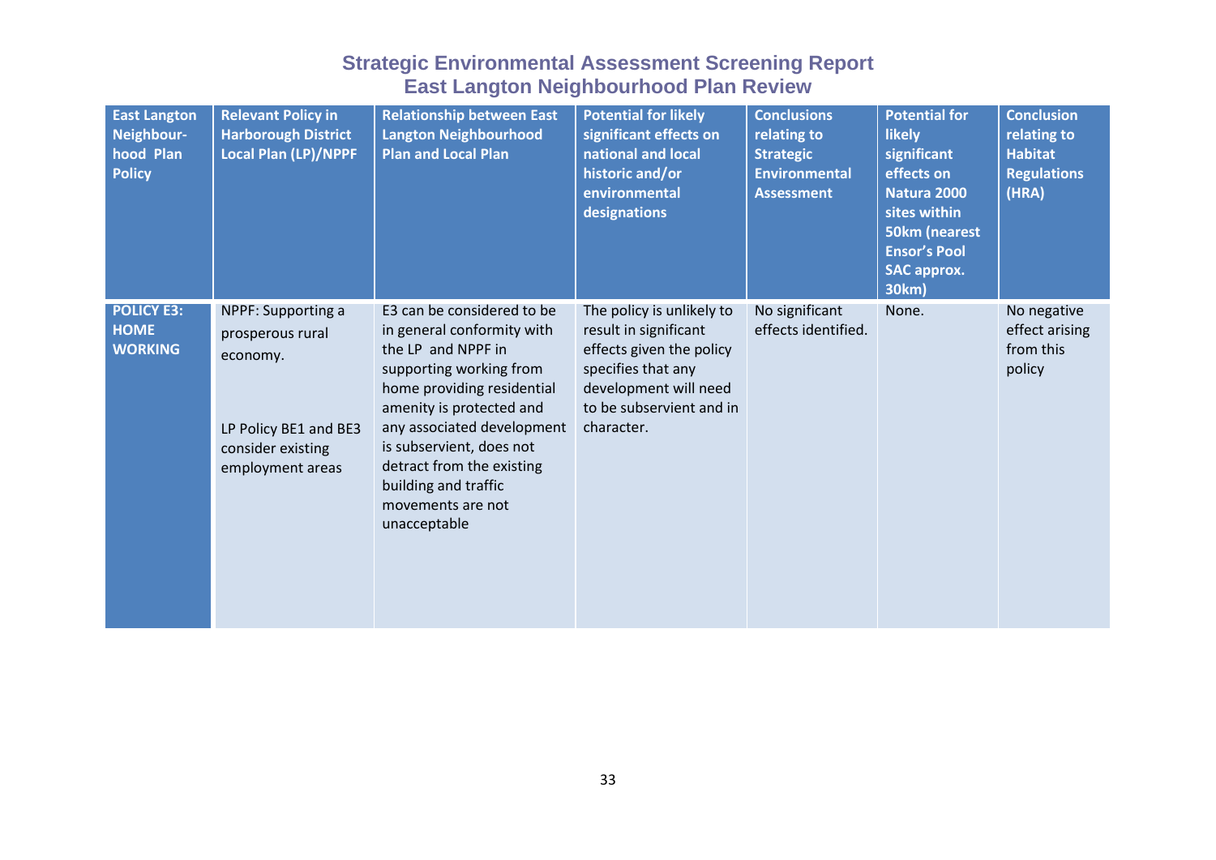## Strategic Environmental Assessment Screening Report
## East Langton Neighbourhood Plan Review

| East Langton Neighbour-hood Plan Policy | Relevant Policy in Harborough District Local Plan (LP)/NPPF | Relationship between East Langton Neighbourhood Plan and Local Plan | Potential for likely significant effects on national and local historic and/or environmental designations | Conclusions relating to Strategic Environmental Assessment | Potential for likely significant effects on Natura 2000 sites within 50km (nearest Ensor's Pool SAC approx. 30km) | Conclusion relating to Habitat Regulations (HRA) |
|---|---|---|---|---|---|---|
| **POLICY E3: HOME WORKING** | NPPF: Supporting a prosperous rural economy.<br><br>LP Policy BE1 and BE3 consider existing employment areas | E3 can be considered to be in general conformity with the LP and NPPF in supporting working from home providing residential amenity is protected and any associated development is subservient, does not detract from the existing building and traffic movements are not unacceptable | The policy is unlikely to result in significant effects given the policy specifies that any development will need to be subservient and in character. | No significant effects identified. | None. | No negative effect arising from this policy |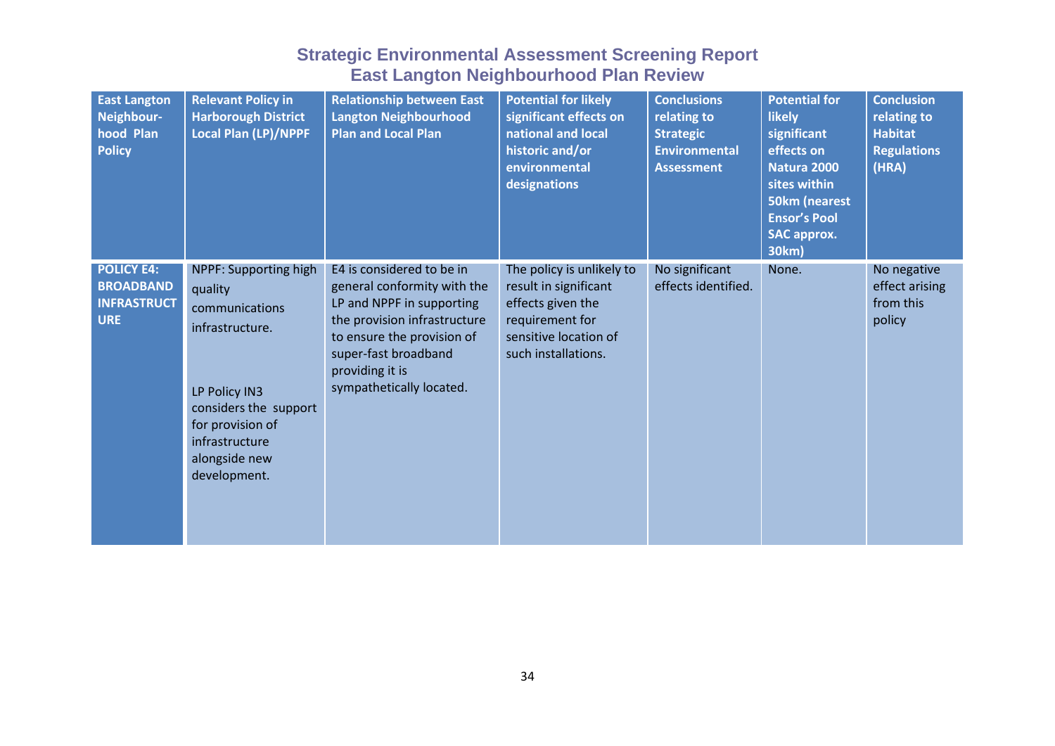| East Langton Neighbour-hood Plan Policy | Relevant Policy in Harborough District Local Plan (LP)/NPPF | Relationship between East Langton Neighbourhood Plan and Local Plan | Potential for likely significant effects on national and local historic and/or environmental designations | Conclusions relating to Strategic Environmental Assessment | Potential for likely significant effects on Natura 2000 sites within 50km (nearest Ensor's Pool SAC approx. 30km) | Conclusion relating to Habitat Regulations (HRA) |
|---|---|---|---|---|---|---|
| **POLICY E4: BROADBAND INFRASTRUCTURE** | NPPF: Supporting high quality communications infrastructure.<br><br>LP Policy IN3 considers the support for provision of infrastructure alongside new development. | E4 is considered to be in general conformity with the LP and NPPF in supporting the provision infrastructure to ensure the provision of super-fast broadband providing it is sympathetically located. | The policy is unlikely to result in significant effects given the requirement for sensitive location of such installations. | No significant effects identified. | None. | No negative effect arising from this policy |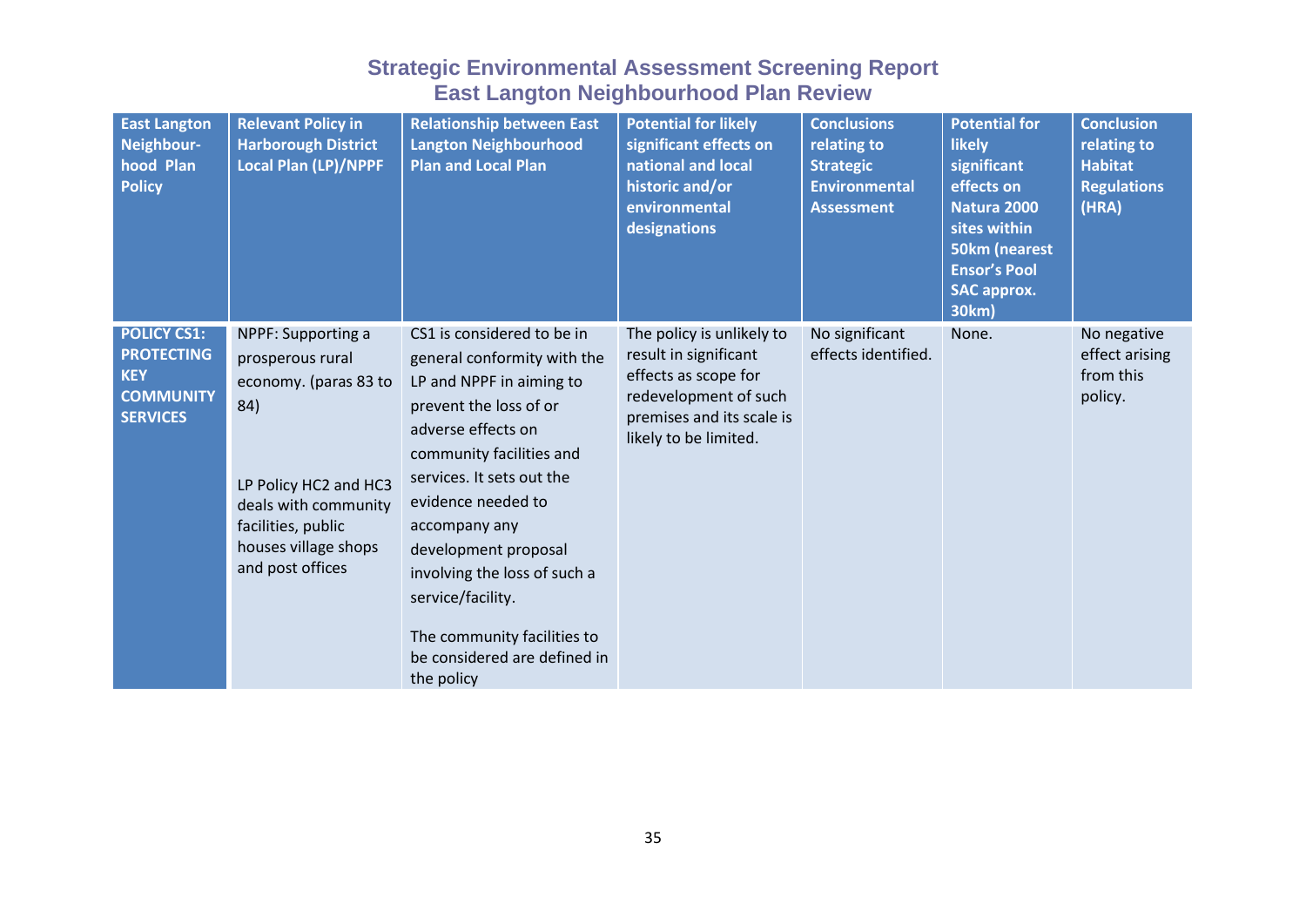| East Langton Neighbour-hood Plan Policy | Relevant Policy in Harborough District Local Plan (LP)/NPPF | Relationship between East Langton Neighbourhood Plan and Local Plan | Potential for likely significant effects on national and local historic and/or environmental designations | Conclusions relating to Strategic Environmental Assessment | Potential for likely significant effects on Natura 2000 sites within 50km (nearest Ensor's Pool SAC approx. 30km) | Conclusion relating to Habitat Regulations (HRA) |
|---|---|---|---|---|---|---|
| **POLICY CS1: PROTECTING KEY COMMUNITY SERVICES** | NPPF: Supporting a prosperous rural economy. (paras 83 to 84)<br><br>LP Policy HC2 and HC3 deals with community facilities, public houses village shops and post offices | CS1 is considered to be in general conformity with the LP and NPPF in aiming to prevent the loss of or adverse effects on community facilities and services. It sets out the evidence needed to accompany any development proposal involving the loss of such a service/facility.<br><br>The community facilities to be considered are defined in the policy | The policy is unlikely to result in significant effects as scope for redevelopment of such premises and its scale is likely to be limited. | No significant effects identified. | None. | No negative effect arising from this policy. |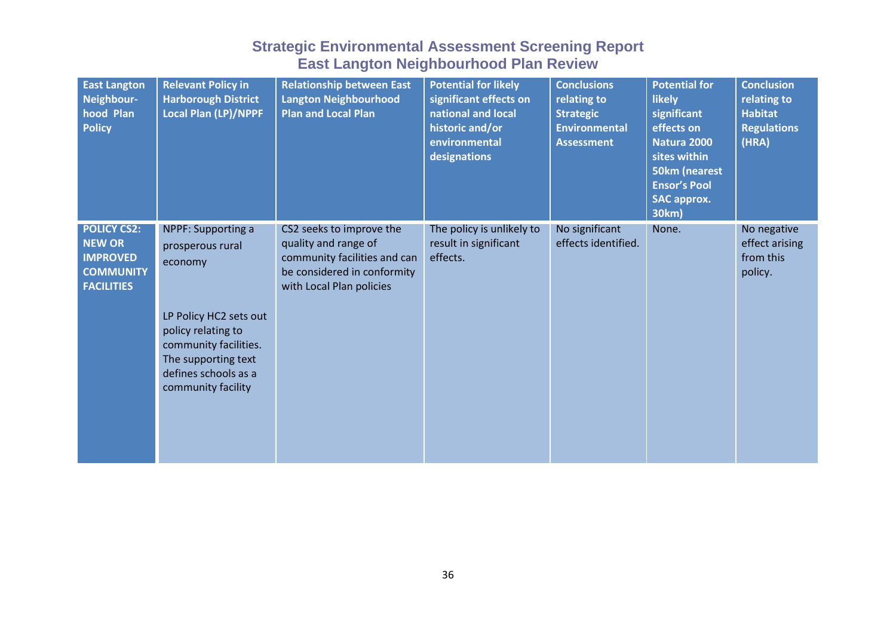# Strategic Environmental Assessment Screening Report
## East Langton Neighbourhood Plan Review

| East Langton Neighbour-hood Plan Policy | Relevant Policy in Harborough District Local Plan (LP)/NPPF | Relationship between East Langton Neighbourhood Plan and Local Plan | Potential for likely significant effects on national and local historic and/or environmental designations | Conclusions relating to Strategic Environmental Assessment | Potential for likely significant effects on Natura 2000 sites within 50km (nearest Ensor's Pool SAC approx. 30km) | Conclusion relating to Habitat Regulations (HRA) |
|---|---|---|---|---|---|---|
| **POLICY CS2: NEW OR IMPROVED COMMUNITY FACILITIES** | NPPF: Supporting a prosperous rural economy<br><br>LP Policy HC2 sets out policy relating to community facilities. The supporting text defines schools as a community facility | CS2 seeks to improve the quality and range of community facilities and can be considered in conformity with Local Plan policies | The policy is unlikely to result in significant effects. | No significant effects identified. | None. | No negative effect arising from this policy. |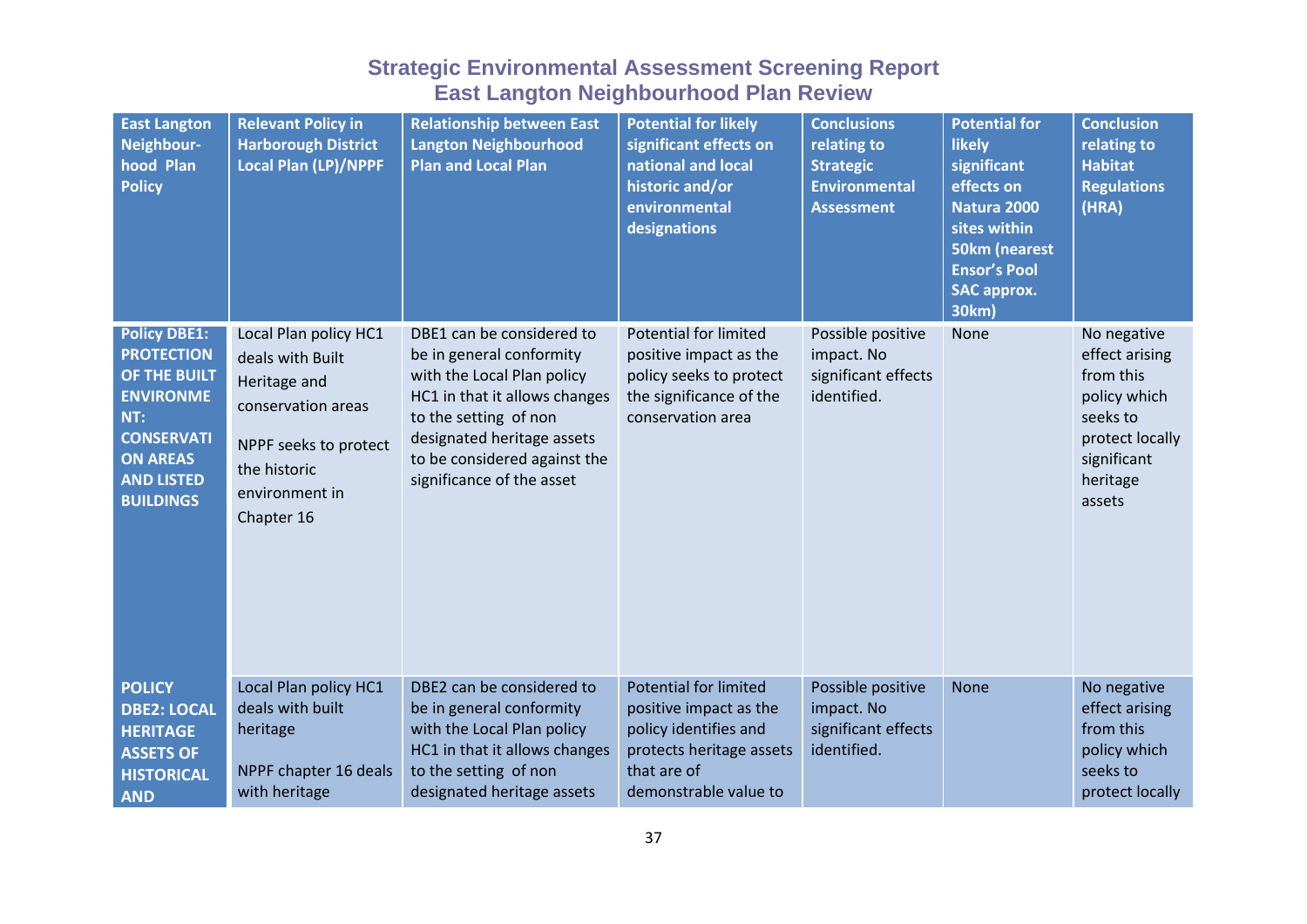# Strategic Environmental Assessment Screening Report
## East Langton Neighbourhood Plan Review

| East Langton Neighbour-hood Plan Policy | Relevant Policy in Harborough District Local Plan (LP)/NPPF | Relationship between East Langton Neighbourhood Plan and Local Plan | Potential for likely significant effects on national and local historic and/or environmental designations | Conclusions relating to Strategic Environmental Assessment | Potential for likely significant effects on Natura 2000 sites within 50km (nearest Ensor's Pool SAC approx. 30km) | Conclusion relating to Habitat Regulations (HRA) |
|---|---|---|---|---|---|---|
| **Policy DBE1: PROTECTION OF THE BUILT ENVIRONMENT: CONSERVATION AREAS AND LISTED BUILDINGS** | Local Plan policy HC1 deals with Built Heritage and conservation areas<br><br>NPPF seeks to protect the historic environment in Chapter 16 | DBE1 can be considered to be in general conformity with the Local Plan policy HC1 in that it allows changes to the setting of non designated heritage assets to be considered against the significance of the asset | Potential for limited positive impact as the policy seeks to protect the significance of the conservation area | Possible positive impact. No significant effects identified. | None | No negative effect arising from this policy which seeks to protect locally significant heritage assets |
| **POLICY DBE2: LOCAL HERITAGE ASSETS OF HISTORICAL AND** | Local Plan policy HC1 deals with built heritage<br><br>NPPF chapter 16 deals with heritage | DBE2 can be considered to be in general conformity with the Local Plan policy HC1 in that it allows changes to the setting of non designated heritage assets | Potential for limited positive impact as the policy identifies and protects heritage assets that are of demonstrable value to | Possible positive impact. No significant effects identified. | None | No negative effect arising from this policy which seeks to protect locally |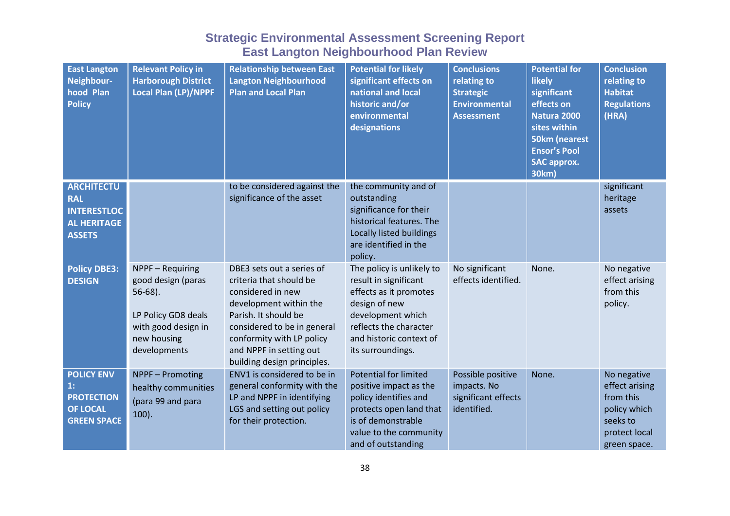# Strategic Environmental Assessment Screening Report
# East Langton Neighbourhood Plan Review

| East Langton Neighbour-hood Plan Policy | Relevant Policy in Harborough District Local Plan (LP)/NPPF | Relationship between East Langton Neighbourhood Plan and Local Plan | Potential for likely significant effects on national and local historic and/or environmental designations | Conclusions relating to Strategic Environmental Assessment | Potential for likely significant effects on Natura 2000 sites within 50km (nearest Ensor's Pool SAC approx. 30km) | Conclusion relating to Habitat Regulations (HRA) |
|---|---|---|---|---|---|---|
| **ARCHITECTURAL INTERESTLOCAL HERITAGE ASSETS** | | to be considered against the significance of the asset | the community and of outstanding significance for their historical features. The Locally listed buildings are identified in the policy. | | | significant heritage assets |
| **Policy DBE3: DESIGN** | NPPF – Requiring good design (paras 56-68). LP Policy GD8 deals with good design in new housing developments | DBE3 sets out a series of criteria that should be considered in new development within the Parish. It should be considered to be in general conformity with LP policy and NPPF in setting out building design principles. | The policy is unlikely to result in significant effects as it promotes design of new development which reflects the character and historic context of its surroundings. | No significant effects identified. | None. | No negative effect arising from this policy. |
| **POLICY ENV 1: PROTECTION OF LOCAL GREEN SPACE** | NPPF – Promoting healthy communities (para 99 and para 100). | ENV1 is considered to be in general conformity with the LP and NPPF in identifying LGS and setting out policy for their protection. | Potential for limited positive impact as the policy identifies and protects open land that is of demonstrable value to the community and of outstanding | Possible positive impacts. No significant effects identified. | None. | No negative effect arising from this policy which seeks to protect local green space. |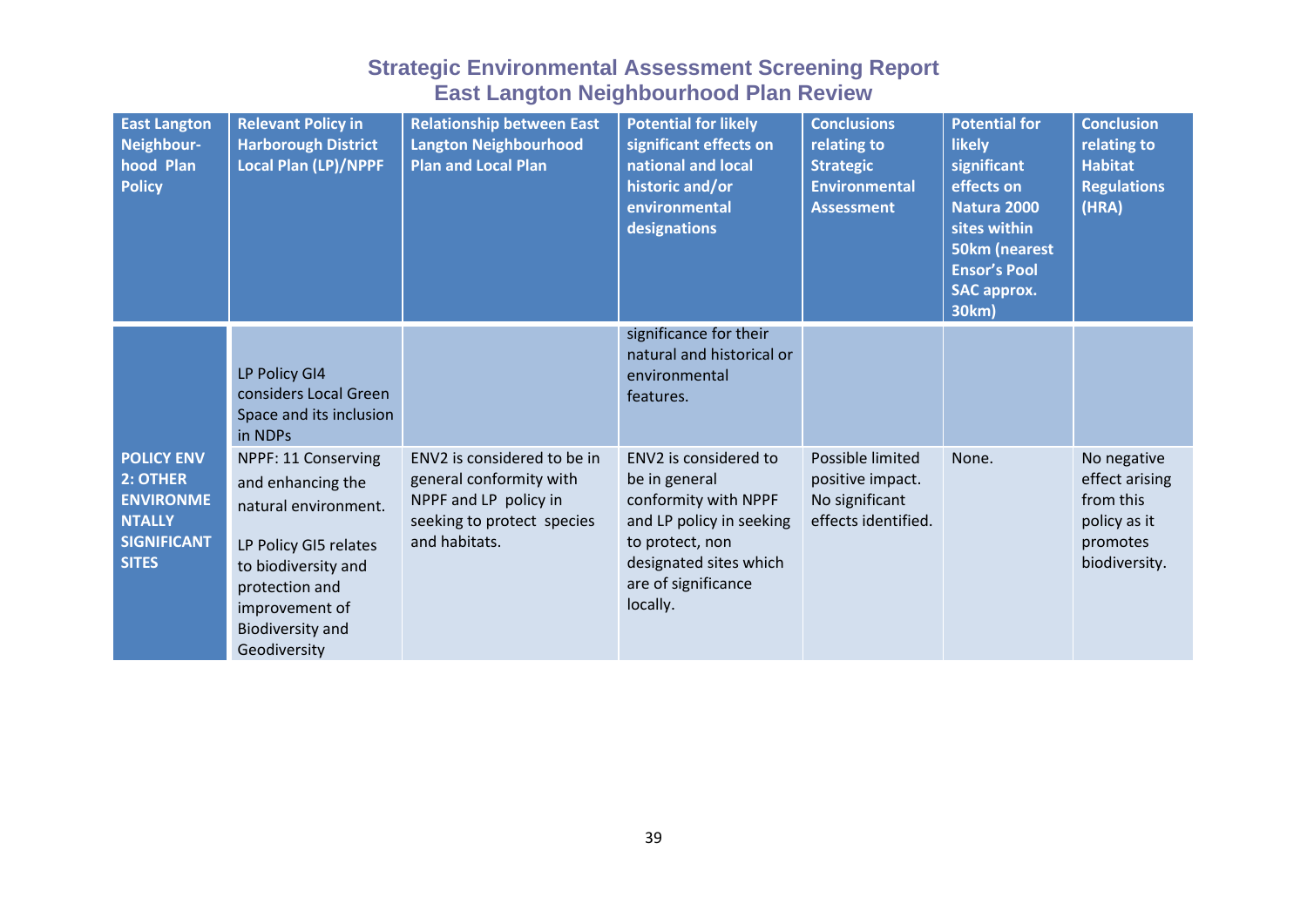# Strategic Environmental Assessment Screening Report
## East Langton Neighbourhood Plan Review

| East Langton Neighbour-hood Plan Policy | Relevant Policy in Harborough District Local Plan (LP)/NPPF | Relationship between East Langton Neighbourhood Plan and Local Plan | Potential for likely significant effects on national and local historic and/or environmental designations | Conclusions relating to Strategic Environmental Assessment | Potential for likely significant effects on Natura 2000 sites within 50km (nearest Ensor's Pool SAC approx. 30km) | Conclusion relating to Habitat Regulations (HRA) |
|---|---|---|---|---|---|---|
| | LP Policy GI4 considers Local Green Space and its inclusion in NDPs | | significance for their natural and historical or environmental features. | | | |
| **POLICY ENV 2: OTHER ENVIRONMENTALLY SIGNIFICANT SITES** | NPPF: 11 Conserving and enhancing the natural environment.<br><br>LP Policy GI5 relates to biodiversity and protection and improvement of Biodiversity and Geodiversity | ENV2 is considered to be in general conformity with NPPF and LP policy in seeking to protect species and habitats. | ENV2 is considered to be in general conformity with NPPF and LP policy in seeking to protect, non designated sites which are of significance locally. | Possible limited positive impact. No significant effects identified. | None. | No negative effect arising from this policy as it promotes biodiversity. |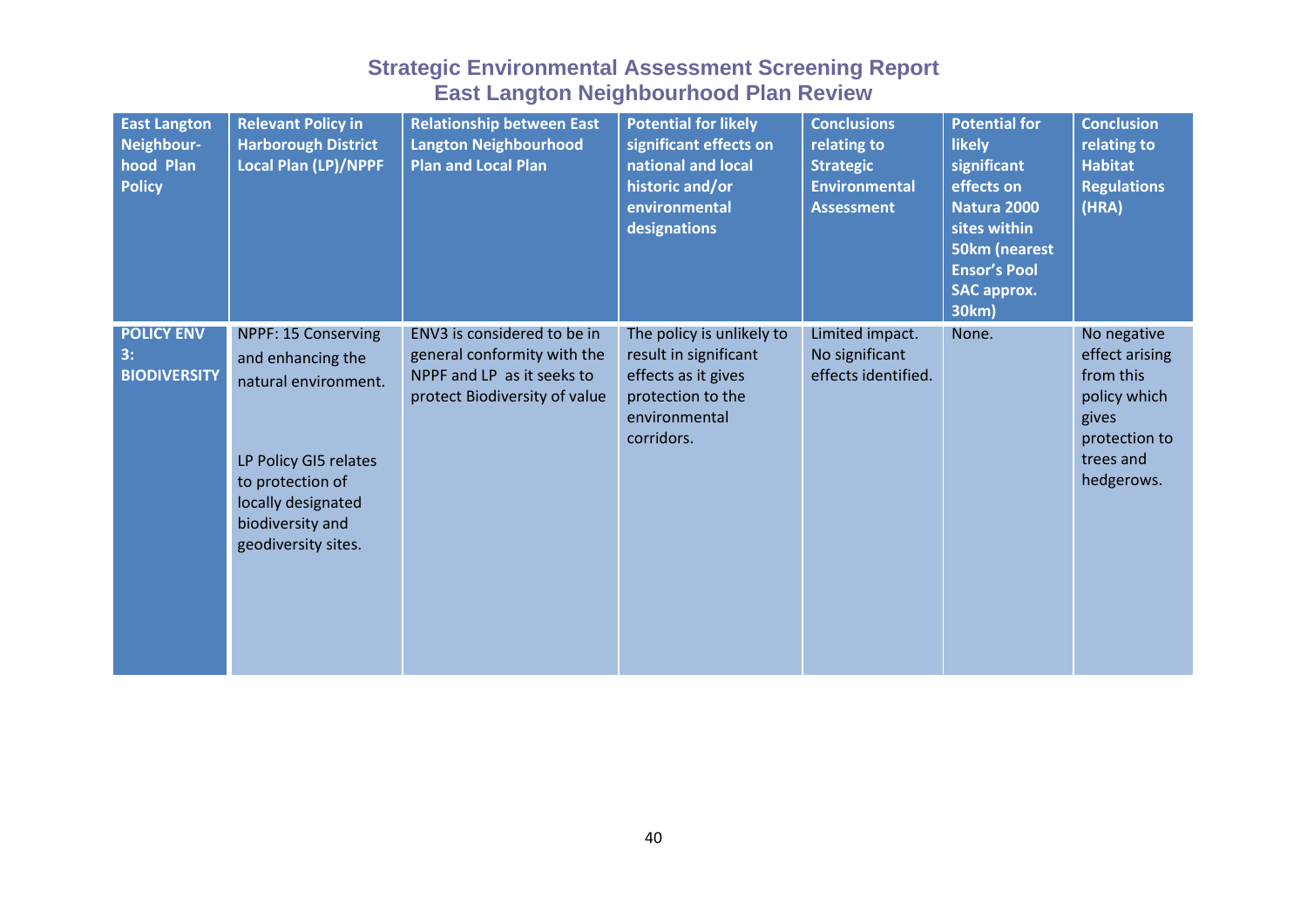# Strategic Environmental Assessment Screening Report
## East Langton Neighbourhood Plan Review

| East Langton Neighbour-hood Plan Policy | Relevant Policy in Harborough District Local Plan (LP)/NPPF | Relationship between East Langton Neighbourhood Plan and Local Plan | Potential for likely significant effects on national and local historic and/or environmental designations | Conclusions relating to Strategic Environmental Assessment | Potential for likely significant effects on Natura 2000 sites within 50km (nearest Ensor's Pool SAC approx. 30km) | Conclusion relating to Habitat Regulations (HRA) |
|---|---|---|---|---|---|---|
| **POLICY ENV 3: BIODIVERSITY** | NPPF: 15 Conserving and enhancing the natural environment.<br><br>LP Policy GI5 relates to protection of locally designated biodiversity and geodiversity sites. | ENV3 is considered to be in general conformity with the NPPF and LP as it seeks to protect Biodiversity of value | The policy is unlikely to result in significant effects as it gives protection to the environmental corridors. | Limited impact. No significant effects identified. | None. | No negative effect arising from this policy which gives protection to trees and hedgerows. |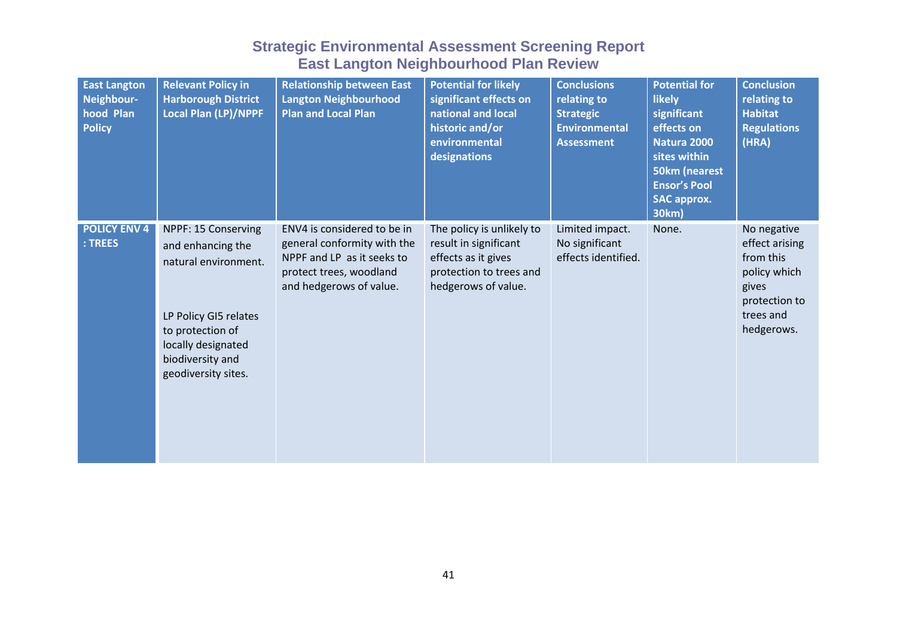# Strategic Environmental Assessment Screening Report
## East Langton Neighbourhood Plan Review

| East Langton Neighbour-hood Plan Policy | Relevant Policy in Harborough District Local Plan (LP)/NPPF | Relationship between East Langton Neighbourhood Plan and Local Plan | Potential for likely significant effects on national and local historic and/or environmental designations | Conclusions relating to Strategic Environmental Assessment | Potential for likely significant effects on Natura 2000 sites within 50km (nearest Ensor's Pool SAC approx. 30km) | Conclusion relating to Habitat Regulations (HRA) |
|---|---|---|---|---|---|---|
| **POLICY ENV 4 : TREES** | NPPF: 15 Conserving and enhancing the natural environment.<br><br>LP Policy GI5 relates to protection of locally designated biodiversity and geodiversity sites. | ENV4 is considered to be in general conformity with the NPPF and LP as it seeks to protect trees, woodland and hedgerows of value. | The policy is unlikely to result in significant effects as it gives protection to trees and hedgerows of value. | Limited impact. No significant effects identified. | None. | No negative effect arising from this policy which gives protection to trees and hedgerows. |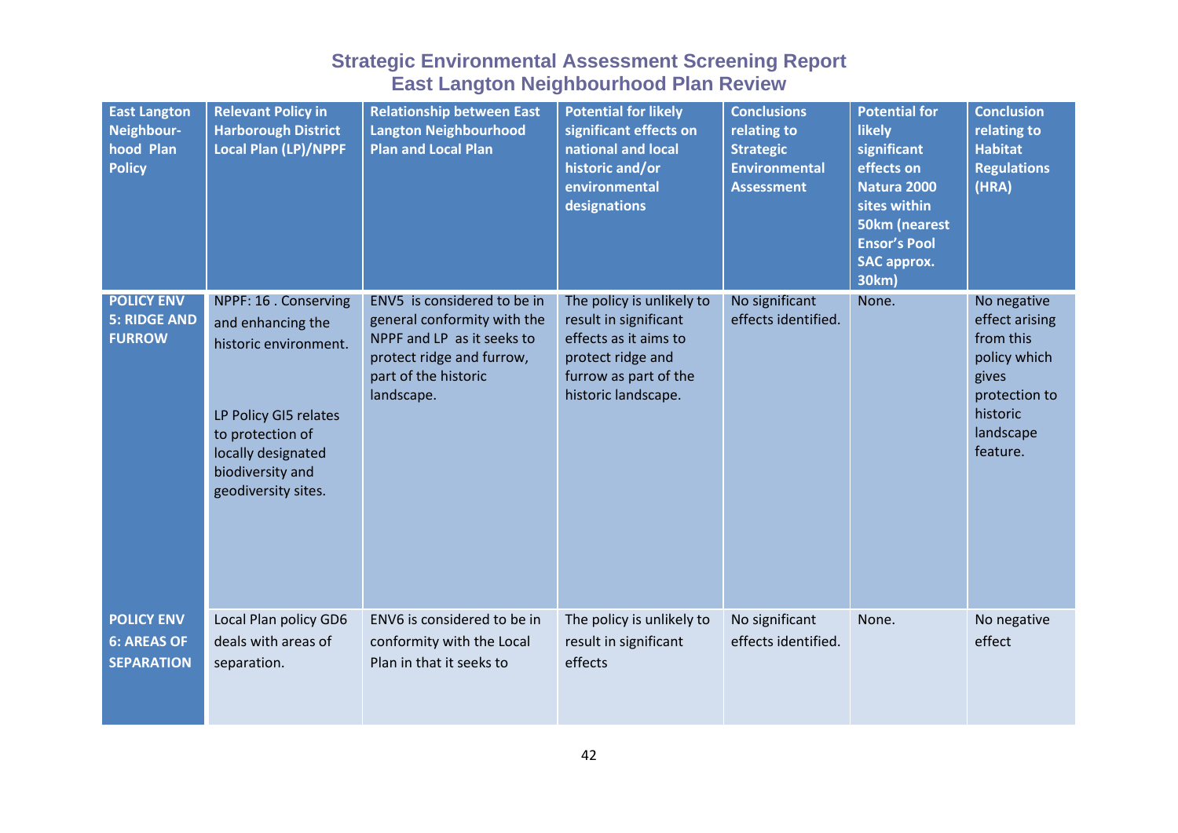## Strategic Environmental Assessment Screening Report
## East Langton Neighbourhood Plan Review

| East Langton Neighbour-hood Plan Policy | Relevant Policy in Harborough District Local Plan (LP)/NPPF | Relationship between East Langton Neighbourhood Plan and Local Plan | Potential for likely significant effects on national and local historic and/or environmental designations | Conclusions relating to Strategic Environmental Assessment | Potential for likely significant effects on Natura 2000 sites within 50km (nearest Ensor's Pool SAC approx. 30km) | Conclusion relating to Habitat Regulations (HRA) |
|---|---|---|---|---|---|---|
| **POLICY ENV 5: RIDGE AND FURROW** | NPPF: 16 . Conserving and enhancing the historic environment.<br><br>LP Policy GI5 relates to protection of locally designated biodiversity and geodiversity sites. | ENV5 is considered to be in general conformity with the NPPF and LP as it seeks to protect ridge and furrow, part of the historic landscape. | The policy is unlikely to result in significant effects as it aims to protect ridge and furrow as part of the historic landscape. | No significant effects identified. | None. | No negative effect arising from this policy which gives protection to historic landscape feature. |
| **POLICY ENV 6: AREAS OF SEPARATION** | Local Plan policy GD6 deals with areas of separation. | ENV6 is considered to be in conformity with the Local Plan in that it seeks to | The policy is unlikely to result in significant effects | No significant effects identified. | None. | No negative effect |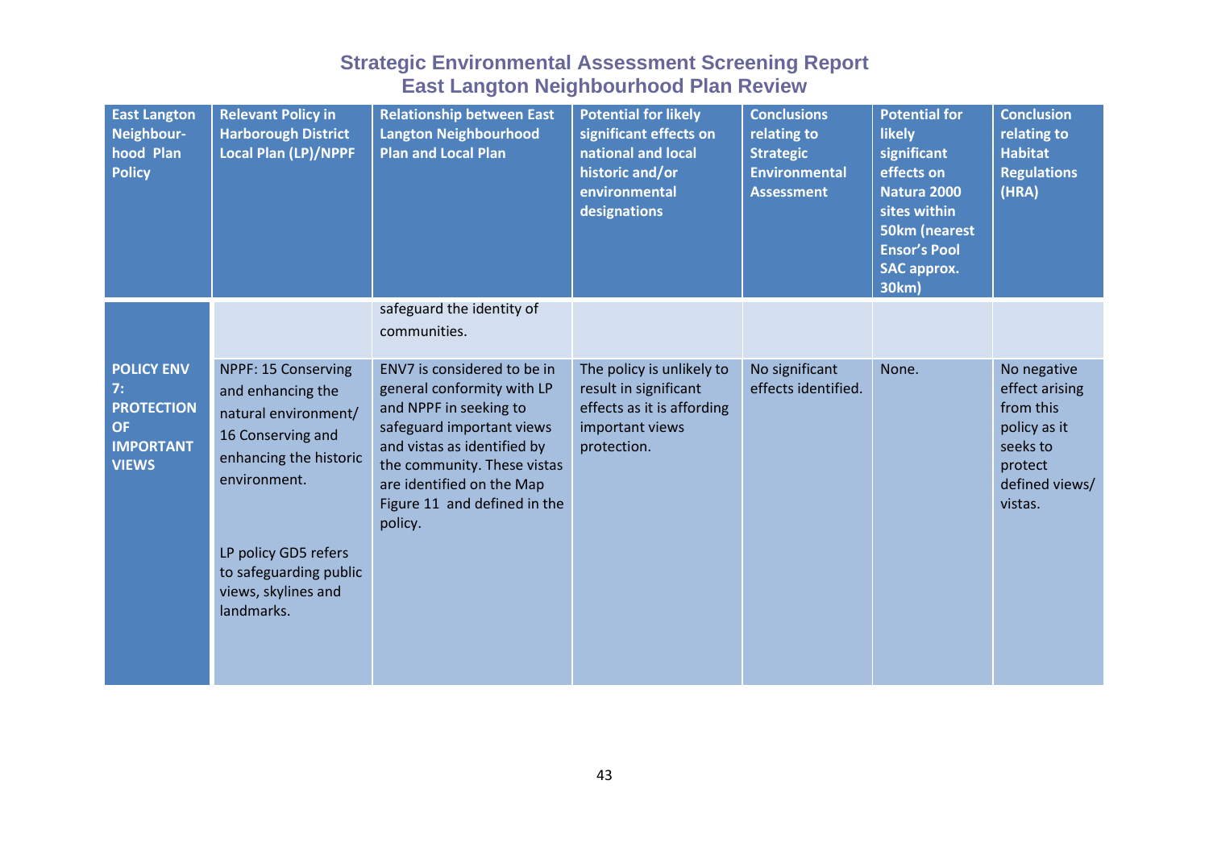## Strategic Environmental Assessment Screening Report
## East Langton Neighbourhood Plan Review

| East Langton Neighbour-hood Plan Policy | Relevant Policy in Harborough District Local Plan (LP)/NPPF | Relationship between East Langton Neighbourhood Plan and Local Plan | Potential for likely significant effects on national and local historic and/or environmental designations | Conclusions relating to Strategic Environmental Assessment | Potential for likely significant effects on Natura 2000 sites within 50km (nearest Ensor's Pool SAC approx. 30km) | Conclusion relating to Habitat Regulations (HRA) |
|---|---|---|---|---|---|---|
| | | safeguard the identity of communities. | | | | |
| **POLICY ENV 7: PROTECTION OF IMPORTANT VIEWS** | NPPF: 15 Conserving and enhancing the natural environment/ 16 Conserving and enhancing the historic environment.<br><br>LP policy GD5 refers to safeguarding public views, skylines and landmarks. | ENV7 is considered to be in general conformity with LP and NPPF in seeking to safeguard important views and vistas as identified by the community. These vistas are identified on the Map Figure 11 and defined in the policy. | The policy is unlikely to result in significant effects as it is affording important views protection. | No significant effects identified. | None. | No negative effect arising from this policy as it seeks to protect defined views/ vistas. |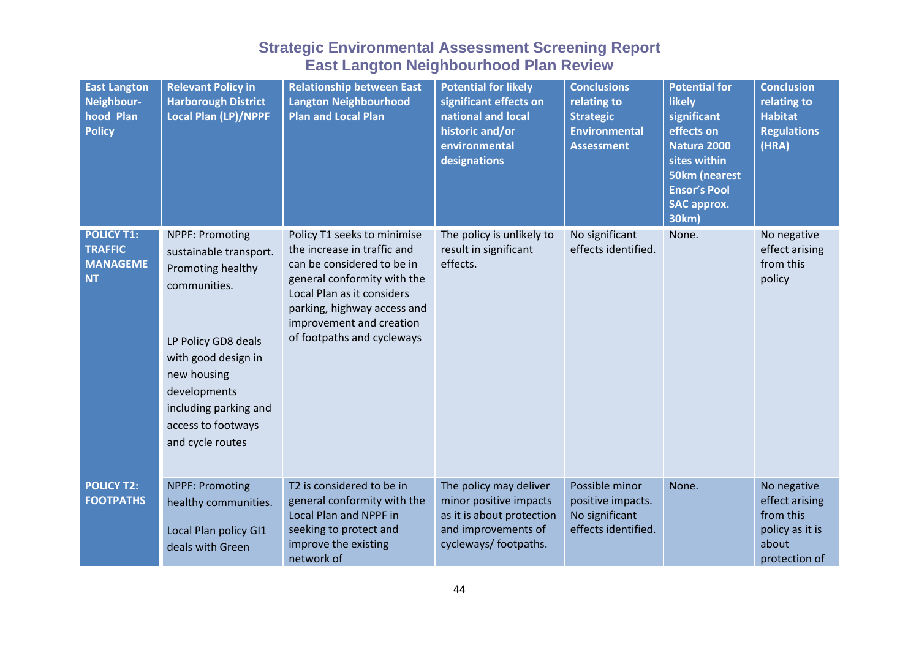# Strategic Environmental Assessment Screening Report
## East Langton Neighbourhood Plan Review

| East Langton Neighbour-hood Plan Policy | Relevant Policy in Harborough District Local Plan (LP)/NPPF | Relationship between East Langton Neighbourhood Plan and Local Plan | Potential for likely significant effects on national and local historic and/or environmental designations | Conclusions relating to Strategic Environmental Assessment | Potential for likely significant effects on Natura 2000 sites within 50km (nearest Ensor's Pool SAC approx. 30km) | Conclusion relating to Habitat Regulations (HRA) |
|---|---|---|---|---|---|---|
| **POLICY T1: TRAFFIC MANAGEMENT** | NPPF: Promoting sustainable transport. Promoting healthy communities.<br><br>LP Policy GD8 deals with good design in new housing developments including parking and access to footways and cycle routes | Policy T1 seeks to minimise the increase in traffic and can be considered to be in general conformity with the Local Plan as it considers parking, highway access and improvement and creation of footpaths and cycleways | The policy is unlikely to result in significant effects. | No significant effects identified. | None. | No negative effect arising from this policy |
| **POLICY T2: FOOTPATHS** | NPPF: Promoting healthy communities.<br><br>Local Plan policy GI1 deals with Green | T2 is considered to be in general conformity with the Local Plan and NPPF in seeking to protect and improve the existing network of | The policy may deliver minor positive impacts as it is about protection and improvements of cycleways/ footpaths. | Possible minor positive impacts. No significant effects identified. | None. | No negative effect arising from this policy as it is about protection of |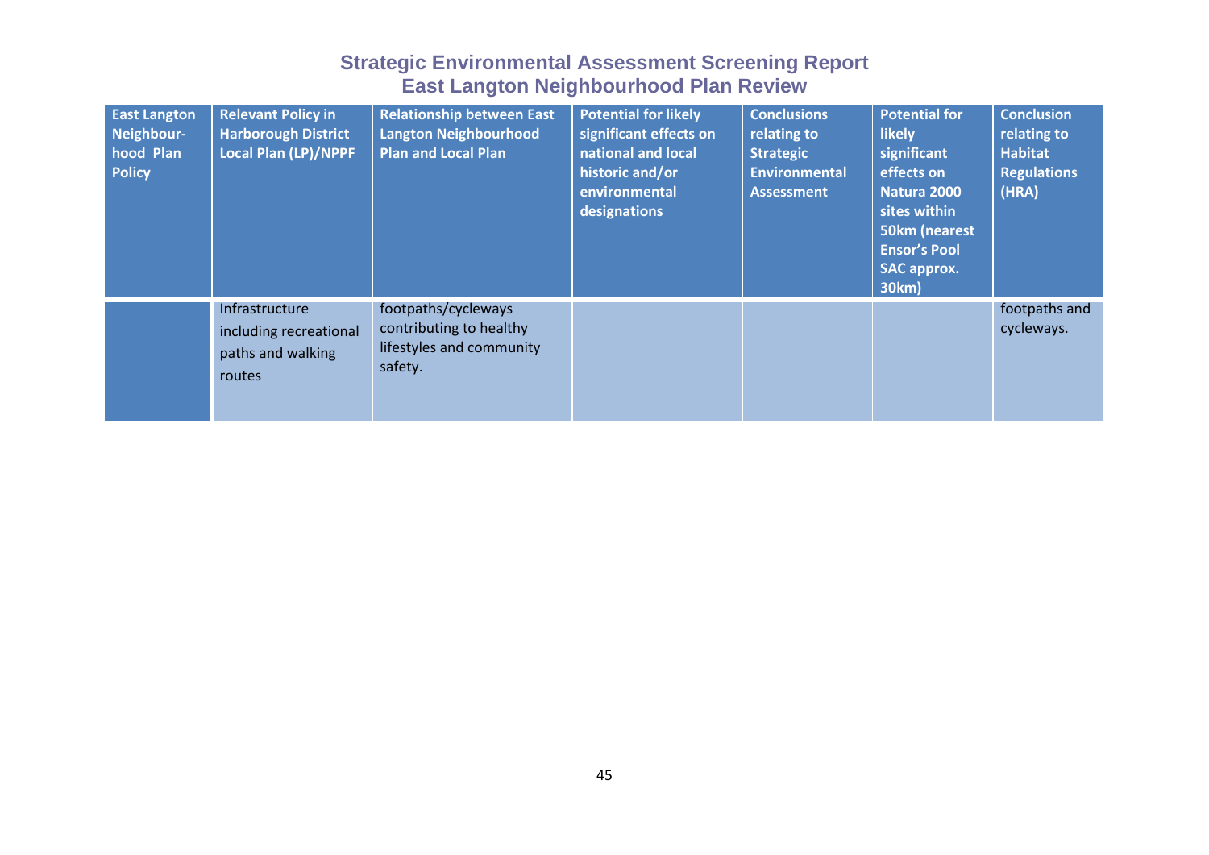# Strategic Environmental Assessment Screening Report
## East Langton Neighbourhood Plan Review

| East Langton Neighbour-hood Plan Policy | Relevant Policy in Harborough District Local Plan (LP)/NPPF | Relationship between East Langton Neighbourhood Plan and Local Plan | Potential for likely significant effects on national and local historic and/or environmental designations | Conclusions relating to Strategic Environmental Assessment | Potential for likely significant effects on Natura 2000 sites within 50km (nearest Ensor's Pool SAC approx. 30km) | Conclusion relating to Habitat Regulations (HRA) |
|---|---|---|---|---|---|---|
| | Infrastructure including recreational paths and walking routes | footpaths/cycleways contributing to healthy lifestyles and community safety. | | | | footpaths and cycleways. |